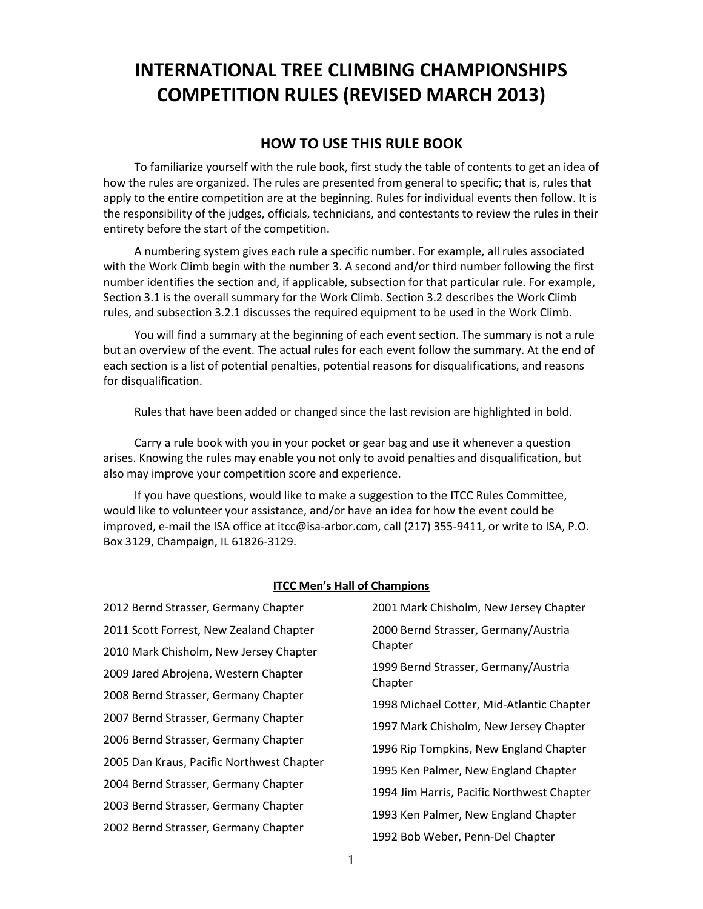# INTERNATIONAL TREE CLIMBING CHAMPIONSHIPS COMPETITION RULES (REVISED MARCH 2013)

## HOW TO USE THIS RULE BOOK

To familiarize yourself with the rule book, first study the table of contents to get an idea of how the rules are organized. The rules are presented from general to specific; that is, rules that apply to the entire competition are at the beginning. Rules for individual events then follow. It is the responsibility of the judges, officials, technicians, and contestants to review the rules in their entirety before the start of the competition.

A numbering system gives each rule a specific number. For example, all rules associated with the Work Climb begin with the number 3. A second and/or third number following the first number identifies the section and, if applicable, subsection for that particular rule. For example, Section 3.1 is the overall summary for the Work Climb. Section 3.2 describes the Work Climb rules, and subsection 3.2.1 discusses the required equipment to be used in the Work Climb.

You will find a summary at the beginning of each event section. The summary is not a rule but an overview of the event. The actual rules for each event follow the summary. At the end of each section is a list of potential penalties, potential reasons for disqualifications, and reasons for disqualification.

Rules that have been added or changed since the last revision are highlighted in bold.

Carry a rule book with you in your pocket or gear bag and use it whenever a question arises. Knowing the rules may enable you not only to avoid penalties and disqualification, but also may improve your competition score and experience.

If you have questions, would like to make a suggestion to the ITCC Rules Committee, would like to volunteer your assistance, and/or have an idea for how the event could be improved, e-mail the ISA office at itcc@isa-arbor.com, call (217) 355-9411, or write to ISA, P.O. Box 3129, Champaign, IL 61826-3129.

**ITCC Men's Hall of Champions**

2012 Bernd Strasser, Germany Chapter

2011 Scott Forrest, New Zealand Chapter

2010 Mark Chisholm, New Jersey Chapter

2009 Jared Abrojena, Western Chapter

2008 Bernd Strasser, Germany Chapter

2007 Bernd Strasser, Germany Chapter

2006 Bernd Strasser, Germany Chapter

2005 Dan Kraus, Pacific Northwest Chapter

2004 Bernd Strasser, Germany Chapter

2003 Bernd Strasser, Germany Chapter

2002 Bernd Strasser, Germany Chapter

2001 Mark Chisholm, New Jersey Chapter

2000 Bernd Strasser, Germany/Austria Chapter

1999 Bernd Strasser, Germany/Austria Chapter

1998 Michael Cotter, Mid-Atlantic Chapter

1997 Mark Chisholm, New Jersey Chapter

1996 Rip Tompkins, New England Chapter

1995 Ken Palmer, New England Chapter

1994 Jim Harris, Pacific Northwest Chapter

1993 Ken Palmer, New England Chapter

1992 Bob Weber, Penn-Del Chapter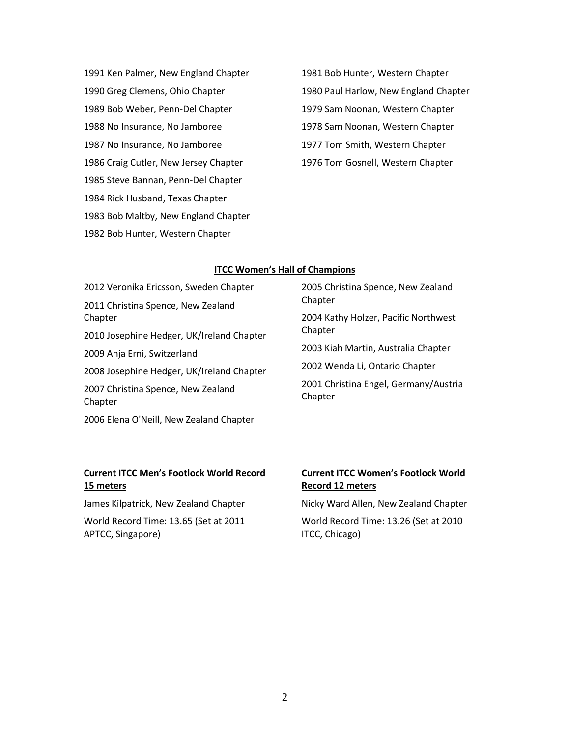1991 Ken Palmer, New England Chapter

1990 Greg Clemens, Ohio Chapter

1989 Bob Weber, Penn-Del Chapter

1988 No Insurance, No Jamboree

1987 No Insurance, No Jamboree

1986 Craig Cutler, New Jersey Chapter

1985 Steve Bannan, Penn-Del Chapter

1984 Rick Husband, Texas Chapter

1983 Bob Maltby, New England Chapter

1982 Bob Hunter, Western Chapter

1981 Bob Hunter, Western Chapter

1980 Paul Harlow, New England Chapter

1979 Sam Noonan, Western Chapter

1978 Sam Noonan, Western Chapter

1977 Tom Smith, Western Chapter

1976 Tom Gosnell, Western Chapter

## ITCC Women's Hall of Champions

2012 Veronika Ericsson, Sweden Chapter

2011 Christina Spence, New Zealand Chapter

2010 Josephine Hedger, UK/Ireland Chapter

2009 Anja Erni, Switzerland

2008 Josephine Hedger, UK/Ireland Chapter

2007 Christina Spence, New Zealand Chapter

2006 Elena O'Neill, New Zealand Chapter

2005 Christina Spence, New Zealand Chapter

2004 Kathy Holzer, Pacific Northwest Chapter

2003 Kiah Martin, Australia Chapter

2002 Wenda Li, Ontario Chapter

2001 Christina Engel, Germany/Austria Chapter

### Current ITCC Men's Footlock World Record 15 meters

James Kilpatrick, New Zealand Chapter

World Record Time: 13.65 (Set at 2011 APTCC, Singapore)

### Current ITCC Women's Footlock World Record 12 meters

Nicky Ward Allen, New Zealand Chapter

World Record Time: 13.26 (Set at 2010 ITCC, Chicago)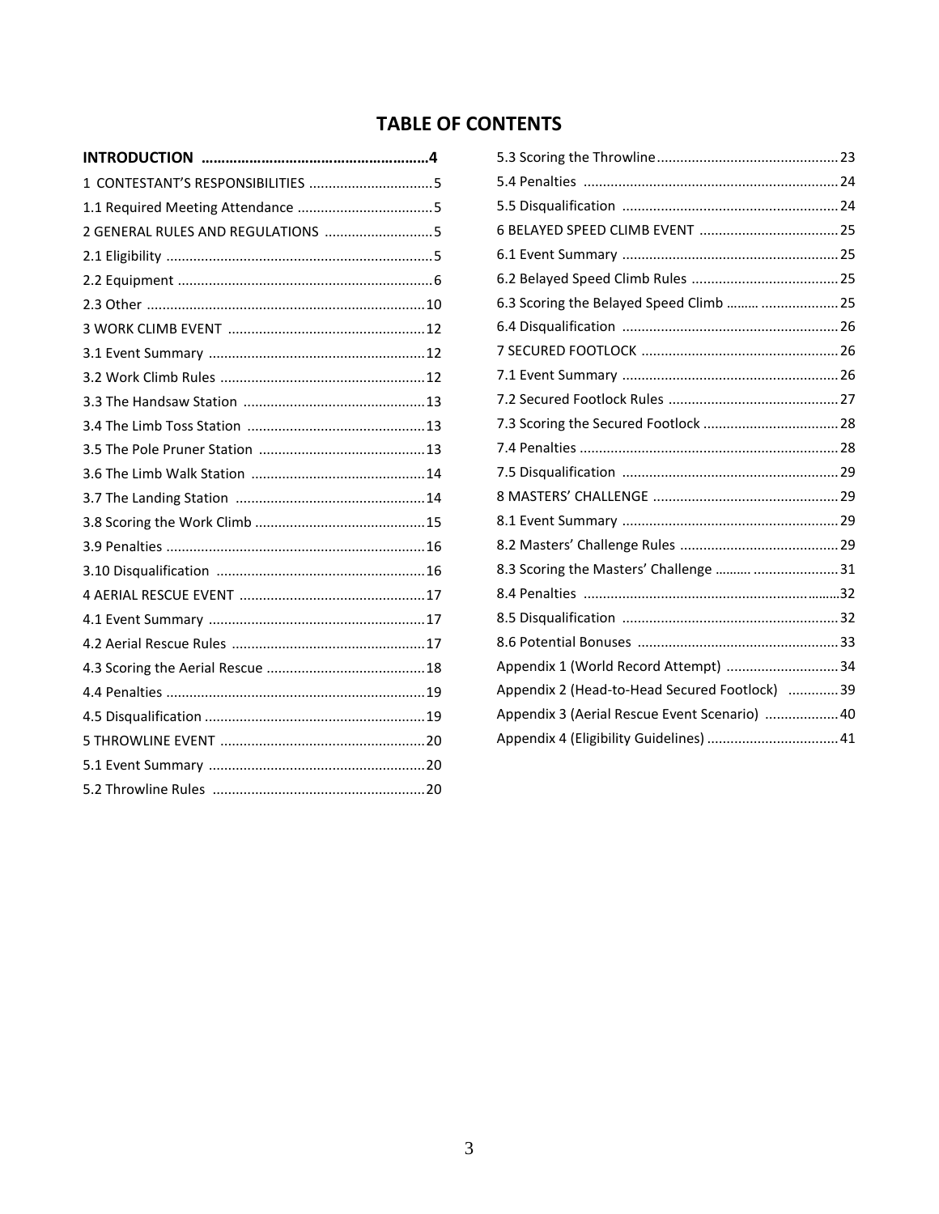# TABLE OF CONTENTS

| Section | Page |
|---|---|
| **INTRODUCTION** | **4** |
| 1 CONTESTANT'S RESPONSIBILITIES | 5 |
| 1.1 Required Meeting Attendance | 5 |
| 2 GENERAL RULES AND REGULATIONS | 5 |
| 2.1 Eligibility | 5 |
| 2.2 Equipment | 6 |
| 2.3 Other | 10 |
| 3 WORK CLIMB EVENT | 12 |
| 3.1 Event Summary | 12 |
| 3.2 Work Climb Rules | 12 |
| 3.3 The Handsaw Station | 13 |
| 3.4 The Limb Toss Station | 13 |
| 3.5 The Pole Pruner Station | 13 |
| 3.6 The Limb Walk Station | 14 |
| 3.7 The Landing Station | 14 |
| 3.8 Scoring the Work Climb | 15 |
| 3.9 Penalties | 16 |
| 3.10 Disqualification | 16 |
| 4 AERIAL RESCUE EVENT | 17 |
| 4.1 Event Summary | 17 |
| 4.2 Aerial Rescue Rules | 17 |
| 4.3 Scoring the Aerial Rescue | 18 |
| 4.4 Penalties | 19 |
| 4.5 Disqualification | 19 |
| 5 THROWLINE EVENT | 20 |
| 5.1 Event Summary | 20 |
| 5.2 Throwline Rules | 20 |
| 5.3 Scoring the Throwline | 23 |
| 5.4 Penalties | 24 |
| 5.5 Disqualification | 24 |
| 6 BELAYED SPEED CLIMB EVENT | 25 |
| 6.1 Event Summary | 25 |
| 6.2 Belayed Speed Climb Rules | 25 |
| 6.3 Scoring the Belayed Speed Climb | 25 |
| 6.4 Disqualification | 26 |
| 7 SECURED FOOTLOCK | 26 |
| 7.1 Event Summary | 26 |
| 7.2 Secured Footlock Rules | 27 |
| 7.3 Scoring the Secured Footlock | 28 |
| 7.4 Penalties | 28 |
| 7.5 Disqualification | 29 |
| 8 MASTERS' CHALLENGE | 29 |
| 8.1 Event Summary | 29 |
| 8.2 Masters' Challenge Rules | 29 |
| 8.3 Scoring the Masters' Challenge | 31 |
| 8.4 Penalties | 32 |
| 8.5 Disqualification | 32 |
| 8.6 Potential Bonuses | 33 |
| Appendix 1 (World Record Attempt) | 34 |
| Appendix 2 (Head-to-Head Secured Footlock) | 39 |
| Appendix 3 (Aerial Rescue Event Scenario) | 40 |
| Appendix 4 (Eligibility Guidelines) | 41 |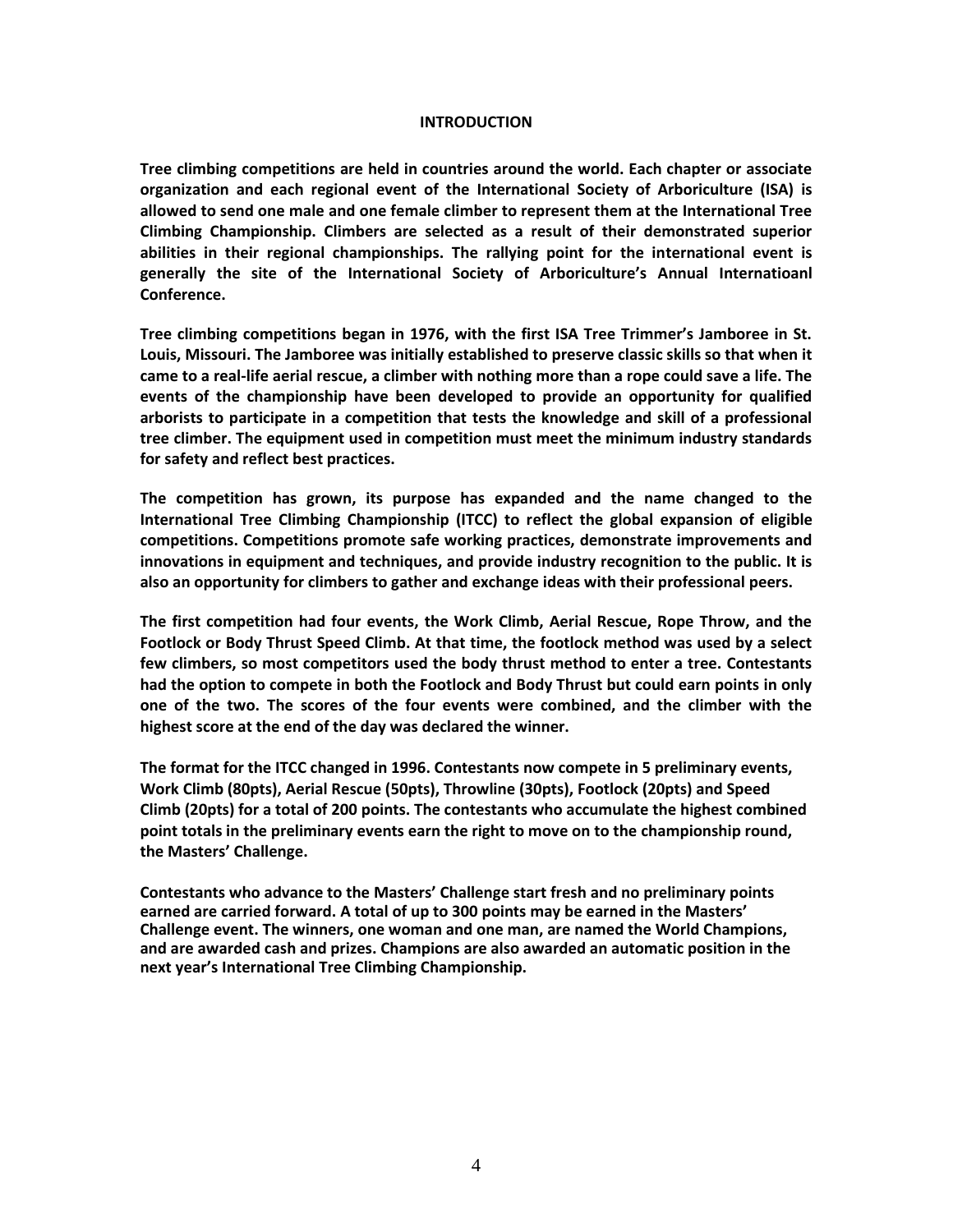# INTRODUCTION

**Tree climbing competitions are held in countries around the world. Each chapter or associate organization and each regional event of the International Society of Arboriculture (ISA) is allowed to send one male and one female climber to represent them at the International Tree Climbing Championship. Climbers are selected as a result of their demonstrated superior abilities in their regional championships. The rallying point for the international event is generally the site of the International Society of Arboriculture's Annual Internatioanl Conference.**

**Tree climbing competitions began in 1976, with the first ISA Tree Trimmer's Jamboree in St. Louis, Missouri. The Jamboree was initially established to preserve classic skills so that when it came to a real-life aerial rescue, a climber with nothing more than a rope could save a life. The events of the championship have been developed to provide an opportunity for qualified arborists to participate in a competition that tests the knowledge and skill of a professional tree climber. The equipment used in competition must meet the minimum industry standards for safety and reflect best practices.**

**The competition has grown, its purpose has expanded and the name changed to the International Tree Climbing Championship (ITCC) to reflect the global expansion of eligible competitions. Competitions promote safe working practices, demonstrate improvements and innovations in equipment and techniques, and provide industry recognition to the public. It is also an opportunity for climbers to gather and exchange ideas with their professional peers.**

**The first competition had four events, the Work Climb, Aerial Rescue, Rope Throw, and the Footlock or Body Thrust Speed Climb. At that time, the footlock method was used by a select few climbers, so most competitors used the body thrust method to enter a tree. Contestants had the option to compete in both the Footlock and Body Thrust but could earn points in only one of the two. The scores of the four events were combined, and the climber with the highest score at the end of the day was declared the winner.**

**The format for the ITCC changed in 1996. Contestants now compete in 5 preliminary events, Work Climb (80pts), Aerial Rescue (50pts), Throwline (30pts), Footlock (20pts) and Speed Climb (20pts) for a total of 200 points. The contestants who accumulate the highest combined point totals in the preliminary events earn the right to move on to the championship round, the Masters' Challenge.**

**Contestants who advance to the Masters' Challenge start fresh and no preliminary points earned are carried forward. A total of up to 300 points may be earned in the Masters' Challenge event. The winners, one woman and one man, are named the World Champions, and are awarded cash and prizes. Champions are also awarded an automatic position in the next year's International Tree Climbing Championship.**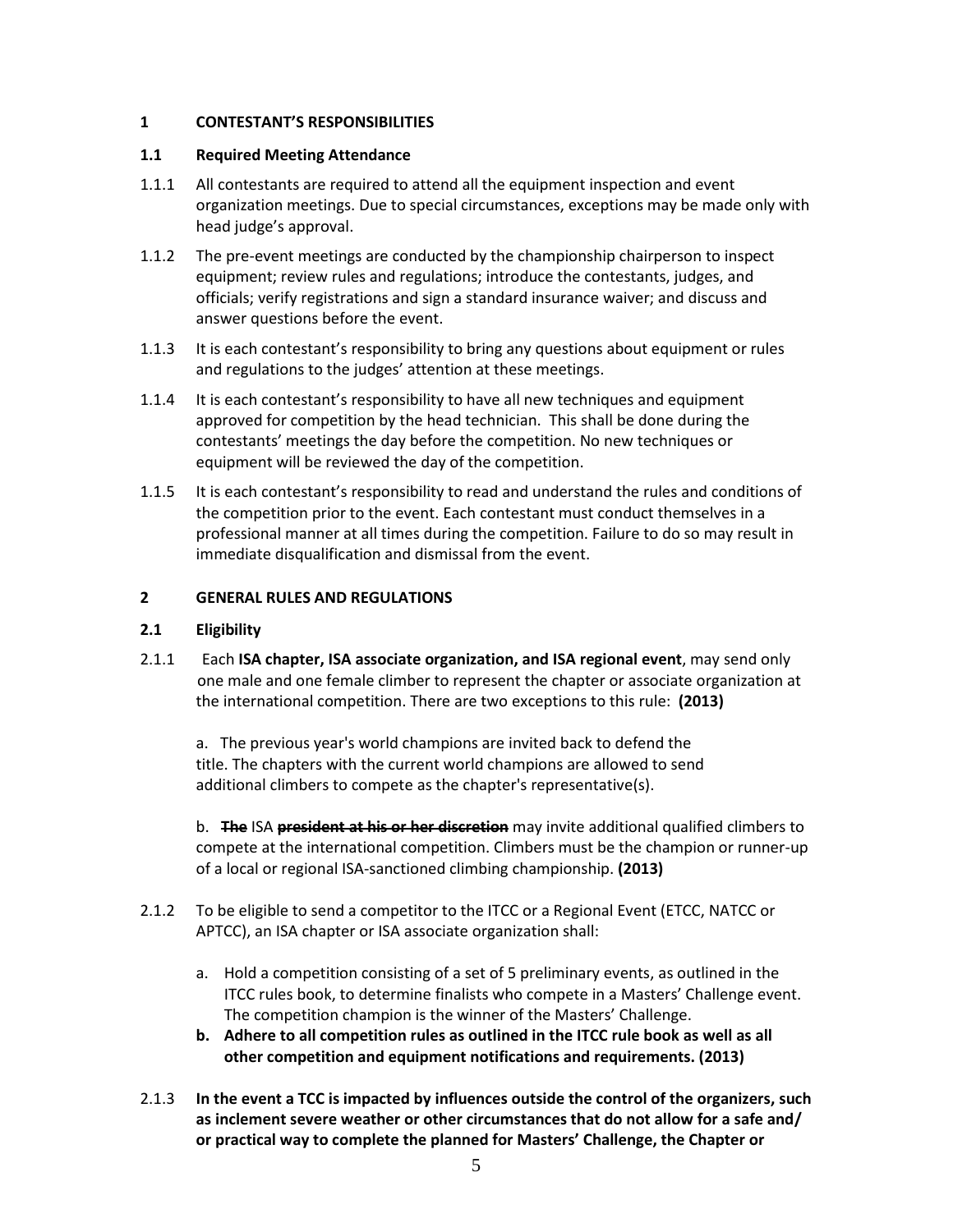## 1 CONTESTANT'S RESPONSIBILITIES

### 1.1 Required Meeting Attendance

1.1.1 All contestants are required to attend all the equipment inspection and event organization meetings. Due to special circumstances, exceptions may be made only with head judge's approval.

1.1.2 The pre-event meetings are conducted by the championship chairperson to inspect equipment; review rules and regulations; introduce the contestants, judges, and officials; verify registrations and sign a standard insurance waiver; and discuss and answer questions before the event.

1.1.3 It is each contestant's responsibility to bring any questions about equipment or rules and regulations to the judges' attention at these meetings.

1.1.4 It is each contestant's responsibility to have all new techniques and equipment approved for competition by the head technician. This shall be done during the contestants' meetings the day before the competition. No new techniques or equipment will be reviewed the day of the competition.

1.1.5 It is each contestant's responsibility to read and understand the rules and conditions of the competition prior to the event. Each contestant must conduct themselves in a professional manner at all times during the competition. Failure to do so may result in immediate disqualification and dismissal from the event.

## 2 GENERAL RULES AND REGULATIONS

### 2.1 Eligibility

2.1.1 Each **ISA chapter, ISA associate organization, and ISA regional event**, may send only one male and one female climber to represent the chapter or associate organization at the international competition. There are two exceptions to this rule: **(2013)**

a. The previous year's world champions are invited back to defend the title. The chapters with the current world champions are allowed to send additional climbers to compete as the chapter's representative(s).

b. ~~**The**~~ ISA ~~**president at his or her discretion**~~ may invite additional qualified climbers to compete at the international competition. Climbers must be the champion or runner-up of a local or regional ISA-sanctioned climbing championship. **(2013)**

2.1.2 To be eligible to send a competitor to the ITCC or a Regional Event (ETCC, NATCC or APTCC), an ISA chapter or ISA associate organization shall:

a. Hold a competition consisting of a set of 5 preliminary events, as outlined in the ITCC rules book, to determine finalists who compete in a Masters' Challenge event. The competition champion is the winner of the Masters' Challenge.

**b. Adhere to all competition rules as outlined in the ITCC rule book as well as all other competition and equipment notifications and requirements. (2013)**

2.1.3 **In the event a TCC is impacted by influences outside the control of the organizers, such as inclement severe weather or other circumstances that do not allow for a safe and/ or practical way to complete the planned for Masters' Challenge, the Chapter or**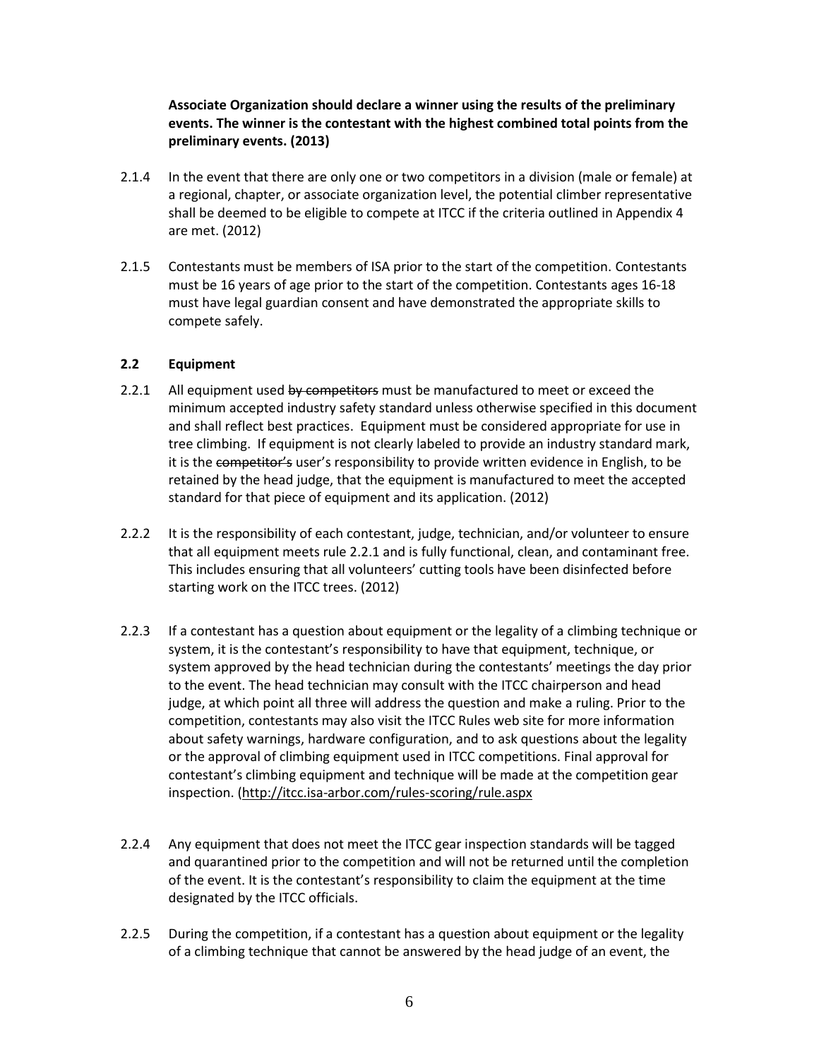**Associate Organization should declare a winner using the results of the preliminary events. The winner is the contestant with the highest combined total points from the preliminary events. (2013)**

2.1.4 In the event that there are only one or two competitors in a division (male or female) at a regional, chapter, or associate organization level, the potential climber representative shall be deemed to be eligible to compete at ITCC if the criteria outlined in Appendix 4 are met. (2012)

2.1.5 Contestants must be members of ISA prior to the start of the competition. Contestants must be 16 years of age prior to the start of the competition. Contestants ages 16-18 must have legal guardian consent and have demonstrated the appropriate skills to compete safely.

### 2.2 Equipment

2.2.1 All equipment used ~~by competitors~~ must be manufactured to meet or exceed the minimum accepted industry safety standard unless otherwise specified in this document and shall reflect best practices. Equipment must be considered appropriate for use in tree climbing. If equipment is not clearly labeled to provide an industry standard mark, it is the ~~competitor's~~ user's responsibility to provide written evidence in English, to be retained by the head judge, that the equipment is manufactured to meet the accepted standard for that piece of equipment and its application. (2012)

2.2.2 It is the responsibility of each contestant, judge, technician, and/or volunteer to ensure that all equipment meets rule 2.2.1 and is fully functional, clean, and contaminant free. This includes ensuring that all volunteers' cutting tools have been disinfected before starting work on the ITCC trees. (2012)

2.2.3 If a contestant has a question about equipment or the legality of a climbing technique or system, it is the contestant's responsibility to have that equipment, technique, or system approved by the head technician during the contestants' meetings the day prior to the event. The head technician may consult with the ITCC chairperson and head judge, at which point all three will address the question and make a ruling. Prior to the competition, contestants may also visit the ITCC Rules web site for more information about safety warnings, hardware configuration, and to ask questions about the legality or the approval of climbing equipment used in ITCC competitions. Final approval for contestant's climbing equipment and technique will be made at the competition gear inspection. (http://itcc.isa-arbor.com/rules-scoring/rule.aspx

2.2.4 Any equipment that does not meet the ITCC gear inspection standards will be tagged and quarantined prior to the competition and will not be returned until the completion of the event. It is the contestant's responsibility to claim the equipment at the time designated by the ITCC officials.

2.2.5 During the competition, if a contestant has a question about equipment or the legality of a climbing technique that cannot be answered by the head judge of an event, the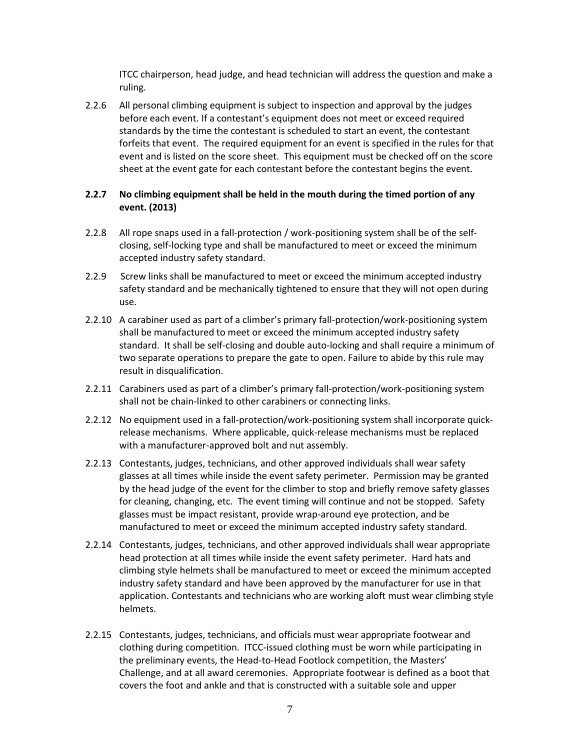ITCC chairperson, head judge, and head technician will address the question and make a ruling.

2.2.6 All personal climbing equipment is subject to inspection and approval by the judges before each event. If a contestant's equipment does not meet or exceed required standards by the time the contestant is scheduled to start an event, the contestant forfeits that event. The required equipment for an event is specified in the rules for that event and is listed on the score sheet. This equipment must be checked off on the score sheet at the event gate for each contestant before the contestant begins the event.

**2.2.7 No climbing equipment shall be held in the mouth during the timed portion of any event. (2013)**

2.2.8 All rope snaps used in a fall-protection / work-positioning system shall be of the self-closing, self-locking type and shall be manufactured to meet or exceed the minimum accepted industry safety standard.

2.2.9 Screw links shall be manufactured to meet or exceed the minimum accepted industry safety standard and be mechanically tightened to ensure that they will not open during use.

2.2.10 A carabiner used as part of a climber's primary fall-protection/work-positioning system shall be manufactured to meet or exceed the minimum accepted industry safety standard. It shall be self-closing and double auto-locking and shall require a minimum of two separate operations to prepare the gate to open. Failure to abide by this rule may result in disqualification.

2.2.11 Carabiners used as part of a climber's primary fall-protection/work-positioning system shall not be chain-linked to other carabiners or connecting links.

2.2.12 No equipment used in a fall-protection/work-positioning system shall incorporate quick-release mechanisms. Where applicable, quick-release mechanisms must be replaced with a manufacturer-approved bolt and nut assembly.

2.2.13 Contestants, judges, technicians, and other approved individuals shall wear safety glasses at all times while inside the event safety perimeter. Permission may be granted by the head judge of the event for the climber to stop and briefly remove safety glasses for cleaning, changing, etc. The event timing will continue and not be stopped. Safety glasses must be impact resistant, provide wrap-around eye protection, and be manufactured to meet or exceed the minimum accepted industry safety standard.

2.2.14 Contestants, judges, technicians, and other approved individuals shall wear appropriate head protection at all times while inside the event safety perimeter. Hard hats and climbing style helmets shall be manufactured to meet or exceed the minimum accepted industry safety standard and have been approved by the manufacturer for use in that application. Contestants and technicians who are working aloft must wear climbing style helmets.

2.2.15 Contestants, judges, technicians, and officials must wear appropriate footwear and clothing during competition. ITCC-issued clothing must be worn while participating in the preliminary events, the Head-to-Head Footlock competition, the Masters' Challenge, and at all award ceremonies. Appropriate footwear is defined as a boot that covers the foot and ankle and that is constructed with a suitable sole and upper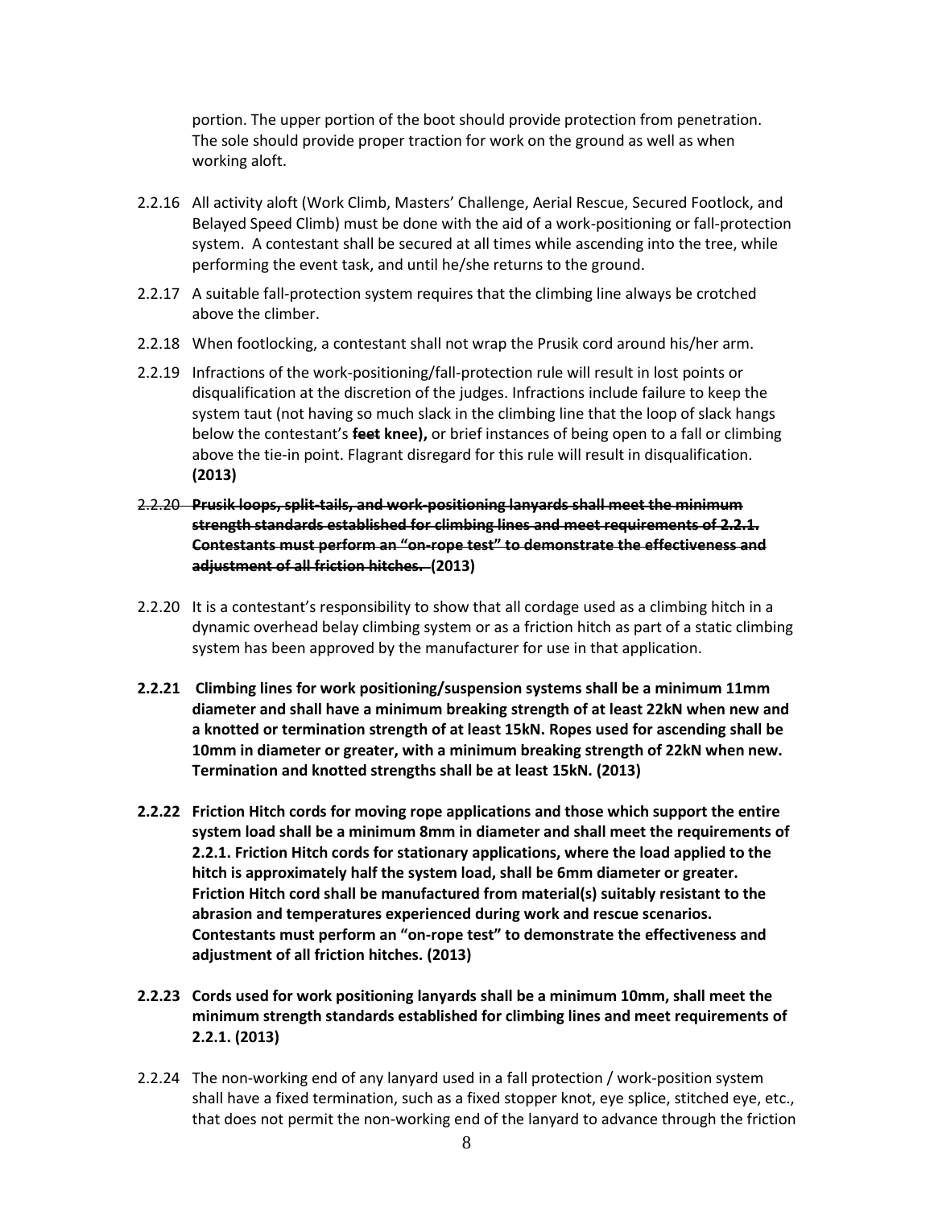portion. The upper portion of the boot should provide protection from penetration. The sole should provide proper traction for work on the ground as well as when working aloft.

2.2.16 All activity aloft (Work Climb, Masters' Challenge, Aerial Rescue, Secured Footlock, and Belayed Speed Climb) must be done with the aid of a work-positioning or fall-protection system. A contestant shall be secured at all times while ascending into the tree, while performing the event task, and until he/she returns to the ground.

2.2.17 A suitable fall-protection system requires that the climbing line always be crotched above the climber.

2.2.18 When footlocking, a contestant shall not wrap the Prusik cord around his/her arm.

2.2.19 Infractions of the work-positioning/fall-protection rule will result in lost points or disqualification at the discretion of the judges. Infractions include failure to keep the system taut (not having so much slack in the climbing line that the loop of slack hangs below the contestant's ~~**feet**~~ **knee),** or brief instances of being open to a fall or climbing above the tie-in point. Flagrant disregard for this rule will result in disqualification. **(2013)**

~~2.2.20~~ ~~**Prusik loops, split-tails, and work-positioning lanyards shall meet the minimum strength standards established for climbing lines and meet requirements of 2.2.1. Contestants must perform an "on-rope test" to demonstrate the effectiveness and adjustment of all friction hitches.**~~ **(2013)**

2.2.20 It is a contestant's responsibility to show that all cordage used as a climbing hitch in a dynamic overhead belay climbing system or as a friction hitch as part of a static climbing system has been approved by the manufacturer for use in that application.

**2.2.21 Climbing lines for work positioning/suspension systems shall be a minimum 11mm diameter and shall have a minimum breaking strength of at least 22kN when new and a knotted or termination strength of at least 15kN. Ropes used for ascending shall be 10mm in diameter or greater, with a minimum breaking strength of 22kN when new. Termination and knotted strengths shall be at least 15kN. (2013)**

**2.2.22 Friction Hitch cords for moving rope applications and those which support the entire system load shall be a minimum 8mm in diameter and shall meet the requirements of 2.2.1. Friction Hitch cords for stationary applications, where the load applied to the hitch is approximately half the system load, shall be 6mm diameter or greater. Friction Hitch cord shall be manufactured from material(s) suitably resistant to the abrasion and temperatures experienced during work and rescue scenarios. Contestants must perform an "on-rope test" to demonstrate the effectiveness and adjustment of all friction hitches. (2013)**

**2.2.23 Cords used for work positioning lanyards shall be a minimum 10mm, shall meet the minimum strength standards established for climbing lines and meet requirements of 2.2.1. (2013)**

2.2.24 The non-working end of any lanyard used in a fall protection / work-position system shall have a fixed termination, such as a fixed stopper knot, eye splice, stitched eye, etc., that does not permit the non-working end of the lanyard to advance through the friction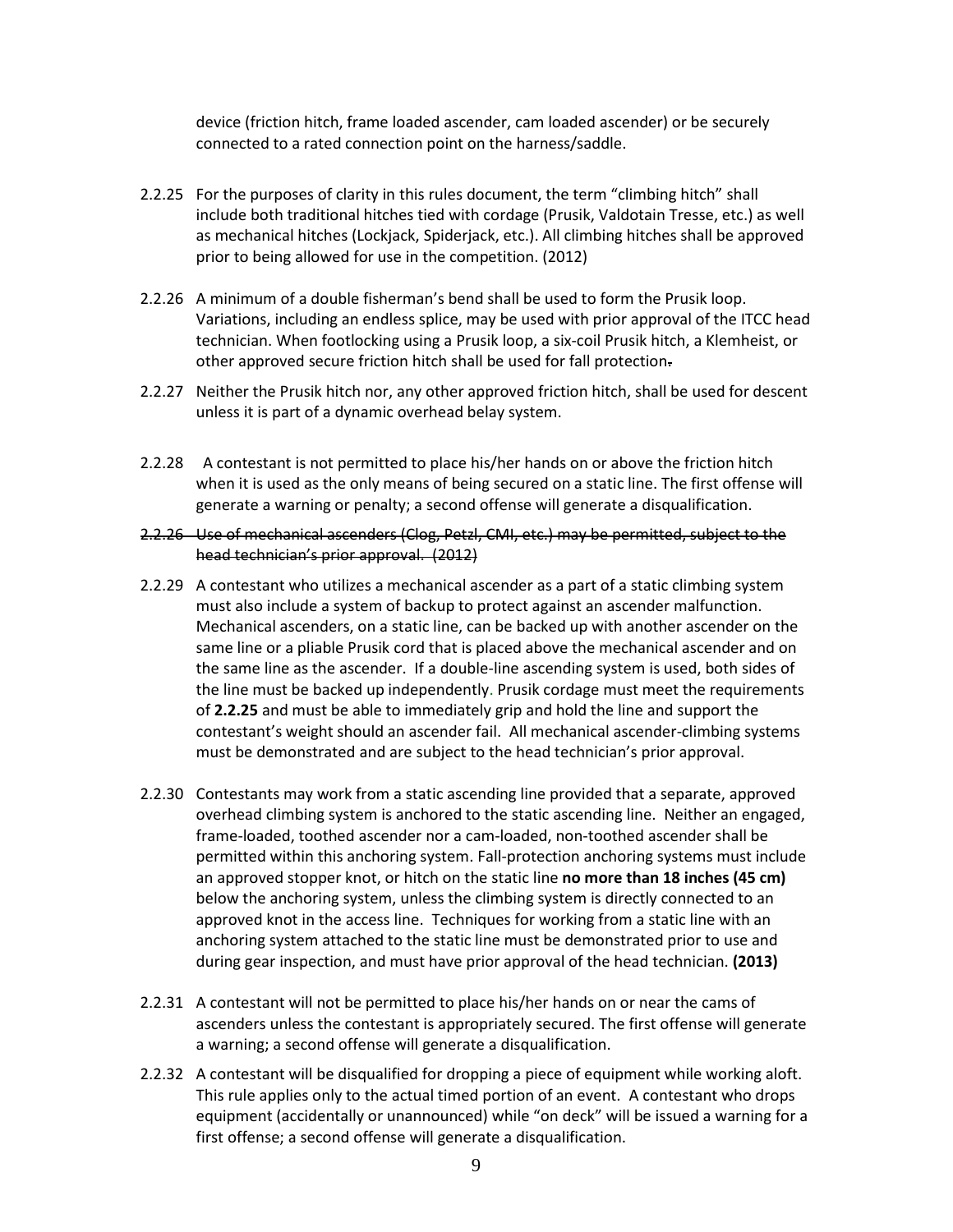device (friction hitch, frame loaded ascender, cam loaded ascender) or be securely connected to a rated connection point on the harness/saddle.

2.2.25 For the purposes of clarity in this rules document, the term "climbing hitch" shall include both traditional hitches tied with cordage (Prusik, Valdotain Tresse, etc.) as well as mechanical hitches (Lockjack, Spiderjack, etc.). All climbing hitches shall be approved prior to being allowed for use in the competition. (2012)

2.2.26 A minimum of a double fisherman's bend shall be used to form the Prusik loop. Variations, including an endless splice, may be used with prior approval of the ITCC head technician. When footlocking using a Prusik loop, a six-coil Prusik hitch, a Klemheist, or other approved secure friction hitch shall be used for fall protection~~.~~

2.2.27 Neither the Prusik hitch nor, any other approved friction hitch, shall be used for descent unless it is part of a dynamic overhead belay system.

2.2.28 A contestant is not permitted to place his/her hands on or above the friction hitch when it is used as the only means of being secured on a static line. The first offense will generate a warning or penalty; a second offense will generate a disqualification.

~~2.2.26 Use of mechanical ascenders (Clog, Petzl, CMI, etc.) may be permitted, subject to the head technician's prior approval. (2012)~~

2.2.29 A contestant who utilizes a mechanical ascender as a part of a static climbing system must also include a system of backup to protect against an ascender malfunction. Mechanical ascenders, on a static line, can be backed up with another ascender on the same line or a pliable Prusik cord that is placed above the mechanical ascender and on the same line as the ascender. If a double-line ascending system is used, both sides of the line must be backed up independently. Prusik cordage must meet the requirements of **2.2.25** and must be able to immediately grip and hold the line and support the contestant's weight should an ascender fail. All mechanical ascender-climbing systems must be demonstrated and are subject to the head technician's prior approval.

2.2.30 Contestants may work from a static ascending line provided that a separate, approved overhead climbing system is anchored to the static ascending line. Neither an engaged, frame-loaded, toothed ascender nor a cam-loaded, non-toothed ascender shall be permitted within this anchoring system. Fall-protection anchoring systems must include an approved stopper knot, or hitch on the static line **no more than 18 inches (45 cm)** below the anchoring system, unless the climbing system is directly connected to an approved knot in the access line. Techniques for working from a static line with an anchoring system attached to the static line must be demonstrated prior to use and during gear inspection, and must have prior approval of the head technician. **(2013)**

2.2.31 A contestant will not be permitted to place his/her hands on or near the cams of ascenders unless the contestant is appropriately secured. The first offense will generate a warning; a second offense will generate a disqualification.

2.2.32 A contestant will be disqualified for dropping a piece of equipment while working aloft. This rule applies only to the actual timed portion of an event. A contestant who drops equipment (accidentally or unannounced) while "on deck" will be issued a warning for a first offense; a second offense will generate a disqualification.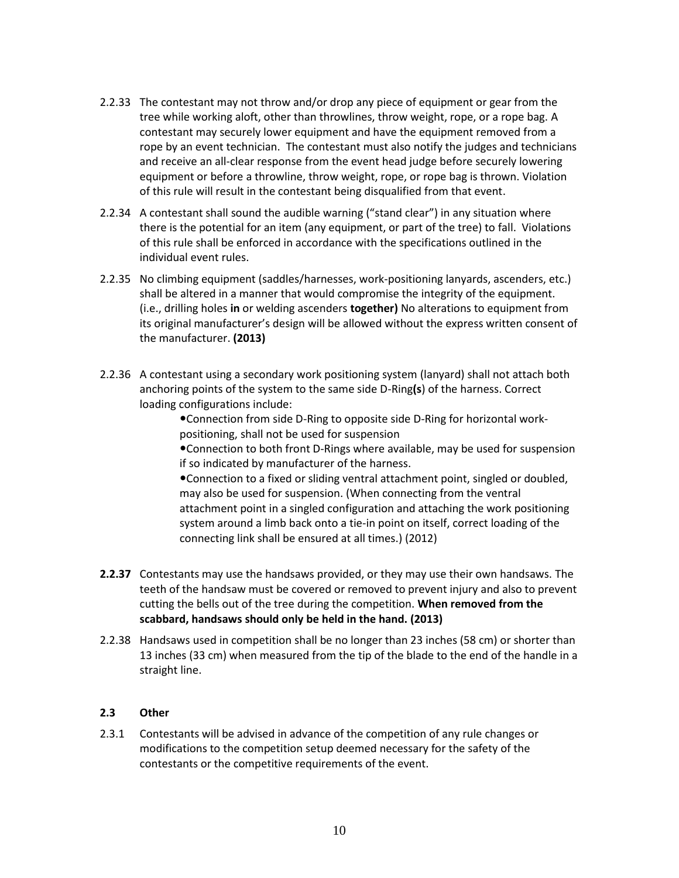2.2.33 The contestant may not throw and/or drop any piece of equipment or gear from the tree while working aloft, other than throwlines, throw weight, rope, or a rope bag. A contestant may securely lower equipment and have the equipment removed from a rope by an event technician. The contestant must also notify the judges and technicians and receive an all-clear response from the event head judge before securely lowering equipment or before a throwline, throw weight, rope, or rope bag is thrown. Violation of this rule will result in the contestant being disqualified from that event.

2.2.34 A contestant shall sound the audible warning ("stand clear") in any situation where there is the potential for an item (any equipment, or part of the tree) to fall. Violations of this rule shall be enforced in accordance with the specifications outlined in the individual event rules.

2.2.35 No climbing equipment (saddles/harnesses, work-positioning lanyards, ascenders, etc.) shall be altered in a manner that would compromise the integrity of the equipment. (i.e., drilling holes **in** or welding ascenders **together)** No alterations to equipment from its original manufacturer's design will be allowed without the express written consent of the manufacturer. **(2013)**

2.2.36 A contestant using a secondary work positioning system (lanyard) shall not attach both anchoring points of the system to the same side D-Ring**(s**) of the harness. Correct loading configurations include:

- Connection from side D-Ring to opposite side D-Ring for horizontal work-positioning, shall not be used for suspension
- Connection to both front D-Rings where available, may be used for suspension if so indicated by manufacturer of the harness.
- Connection to a fixed or sliding ventral attachment point, singled or doubled, may also be used for suspension. (When connecting from the ventral attachment point in a singled configuration and attaching the work positioning system around a limb back onto a tie-in point on itself, correct loading of the connecting link shall be ensured at all times.) (2012)

**2.2.37** Contestants may use the handsaws provided, or they may use their own handsaws. The teeth of the handsaw must be covered or removed to prevent injury and also to prevent cutting the bells out of the tree during the competition. **When removed from the scabbard, handsaws should only be held in the hand. (2013)**

2.2.38 Handsaws used in competition shall be no longer than 23 inches (58 cm) or shorter than 13 inches (33 cm) when measured from the tip of the blade to the end of the handle in a straight line.

### 2.3 Other

2.3.1 Contestants will be advised in advance of the competition of any rule changes or modifications to the competition setup deemed necessary for the safety of the contestants or the competitive requirements of the event.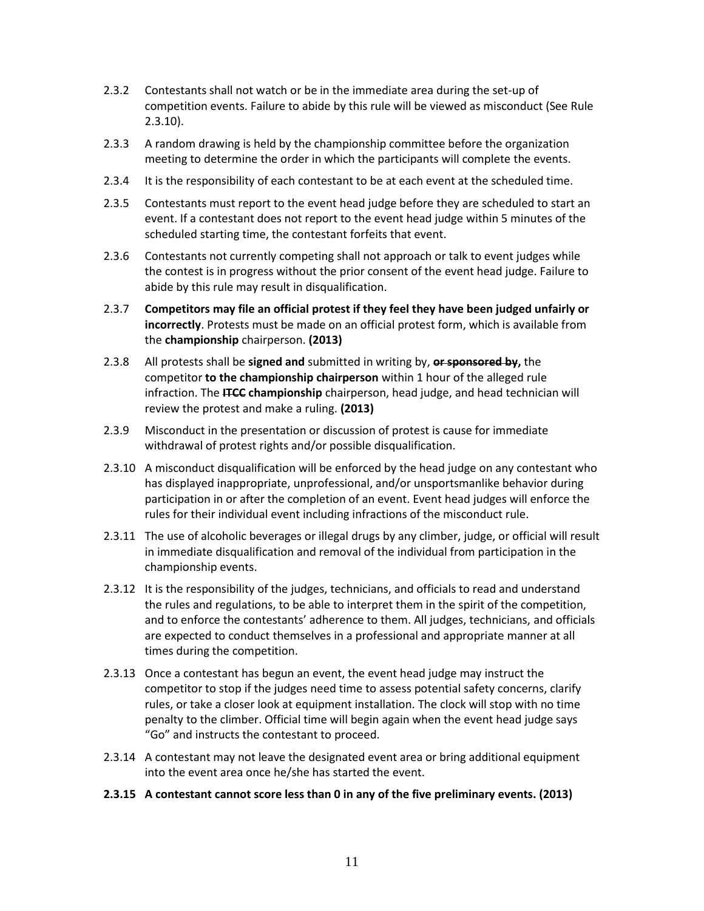2.3.2 Contestants shall not watch or be in the immediate area during the set-up of competition events. Failure to abide by this rule will be viewed as misconduct (See Rule 2.3.10).

2.3.3 A random drawing is held by the championship committee before the organization meeting to determine the order in which the participants will complete the events.

2.3.4 It is the responsibility of each contestant to be at each event at the scheduled time.

2.3.5 Contestants must report to the event head judge before they are scheduled to start an event. If a contestant does not report to the event head judge within 5 minutes of the scheduled starting time, the contestant forfeits that event.

2.3.6 Contestants not currently competing shall not approach or talk to event judges while the contest is in progress without the prior consent of the event head judge. Failure to abide by this rule may result in disqualification.

2.3.7 **Competitors may file an official protest if they feel they have been judged unfairly or incorrectly**. Protests must be made on an official protest form, which is available from the **championship** chairperson. **(2013)**

2.3.8 All protests shall be **signed and** submitted in writing by, ~~**or sponsored by,**~~ the competitor **to the championship chairperson** within 1 hour of the alleged rule infraction. The ~~**ITCC**~~ **championship** chairperson, head judge, and head technician will review the protest and make a ruling. **(2013)**

2.3.9 Misconduct in the presentation or discussion of protest is cause for immediate withdrawal of protest rights and/or possible disqualification.

2.3.10 A misconduct disqualification will be enforced by the head judge on any contestant who has displayed inappropriate, unprofessional, and/or unsportsmanlike behavior during participation in or after the completion of an event. Event head judges will enforce the rules for their individual event including infractions of the misconduct rule.

2.3.11 The use of alcoholic beverages or illegal drugs by any climber, judge, or official will result in immediate disqualification and removal of the individual from participation in the championship events.

2.3.12 It is the responsibility of the judges, technicians, and officials to read and understand the rules and regulations, to be able to interpret them in the spirit of the competition, and to enforce the contestants' adherence to them. All judges, technicians, and officials are expected to conduct themselves in a professional and appropriate manner at all times during the competition.

2.3.13 Once a contestant has begun an event, the event head judge may instruct the competitor to stop if the judges need time to assess potential safety concerns, clarify rules, or take a closer look at equipment installation. The clock will stop with no time penalty to the climber. Official time will begin again when the event head judge says "Go" and instructs the contestant to proceed.

2.3.14 A contestant may not leave the designated event area or bring additional equipment into the event area once he/she has started the event.

**2.3.15 A contestant cannot score less than 0 in any of the five preliminary events. (2013)**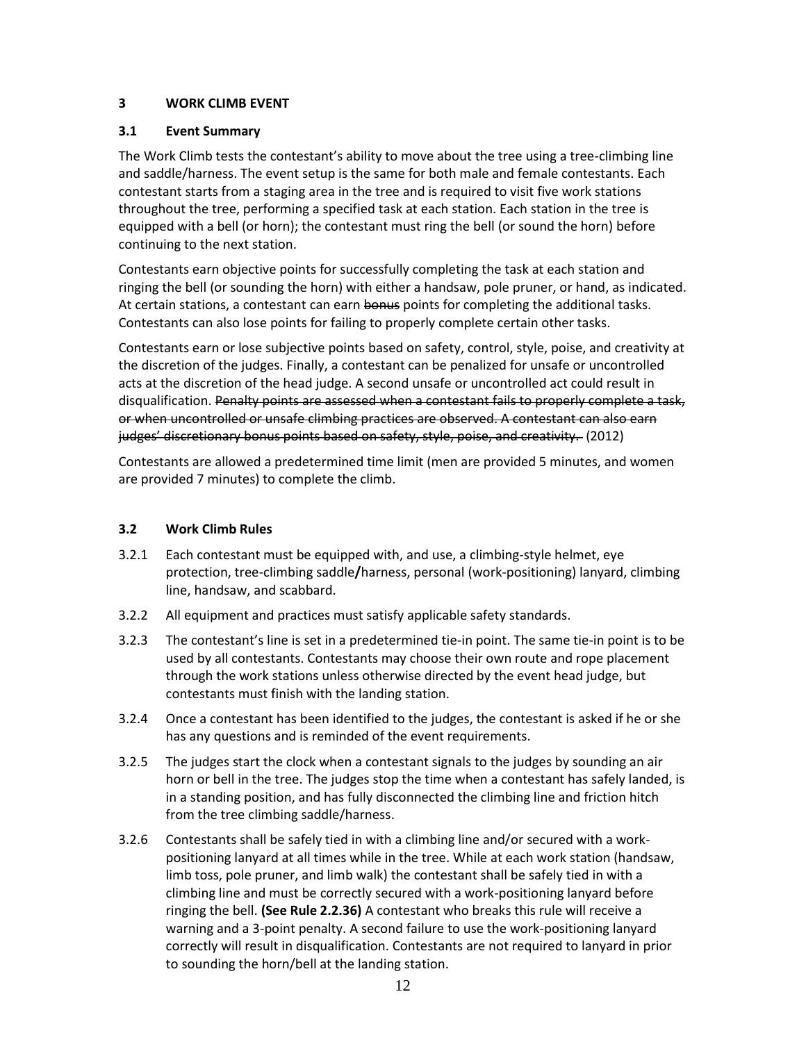# 3 WORK CLIMB EVENT

## 3.1 Event Summary

The Work Climb tests the contestant's ability to move about the tree using a tree-climbing line and saddle/harness. The event setup is the same for both male and female contestants. Each contestant starts from a staging area in the tree and is required to visit five work stations throughout the tree, performing a specified task at each station. Each station in the tree is equipped with a bell (or horn); the contestant must ring the bell (or sound the horn) before continuing to the next station.

Contestants earn objective points for successfully completing the task at each station and ringing the bell (or sounding the horn) with either a handsaw, pole pruner, or hand, as indicated. At certain stations, a contestant can earn ~~bonus~~ points for completing the additional tasks. Contestants can also lose points for failing to properly complete certain other tasks.

Contestants earn or lose subjective points based on safety, control, style, poise, and creativity at the discretion of the judges. Finally, a contestant can be penalized for unsafe or uncontrolled acts at the discretion of the head judge. A second unsafe or uncontrolled act could result in disqualification. ~~Penalty points are assessed when a contestant fails to properly complete a task, or when uncontrolled or unsafe climbing practices are observed. A contestant can also earn judges' discretionary bonus points based on safety, style, poise, and creativity.~~ (2012)

Contestants are allowed a predetermined time limit (men are provided 5 minutes, and women are provided 7 minutes) to complete the climb.

## 3.2 Work Climb Rules

3.2.1 Each contestant must be equipped with, and use, a climbing-style helmet, eye protection, tree-climbing saddle**/**harness, personal (work-positioning) lanyard, climbing line, handsaw, and scabbard.

3.2.2 All equipment and practices must satisfy applicable safety standards.

3.2.3 The contestant's line is set in a predetermined tie-in point. The same tie-in point is to be used by all contestants. Contestants may choose their own route and rope placement through the work stations unless otherwise directed by the event head judge, but contestants must finish with the landing station.

3.2.4 Once a contestant has been identified to the judges, the contestant is asked if he or she has any questions and is reminded of the event requirements.

3.2.5 The judges start the clock when a contestant signals to the judges by sounding an air horn or bell in the tree. The judges stop the time when a contestant has safely landed, is in a standing position, and has fully disconnected the climbing line and friction hitch from the tree climbing saddle/harness.

3.2.6 Contestants shall be safely tied in with a climbing line and/or secured with a work-positioning lanyard at all times while in the tree. While at each work station (handsaw, limb toss, pole pruner, and limb walk) the contestant shall be safely tied in with a climbing line and must be correctly secured with a work-positioning lanyard before ringing the bell. **(See Rule 2.2.36)** A contestant who breaks this rule will receive a warning and a 3-point penalty. A second failure to use the work-positioning lanyard correctly will result in disqualification. Contestants are not required to lanyard in prior to sounding the horn/bell at the landing station.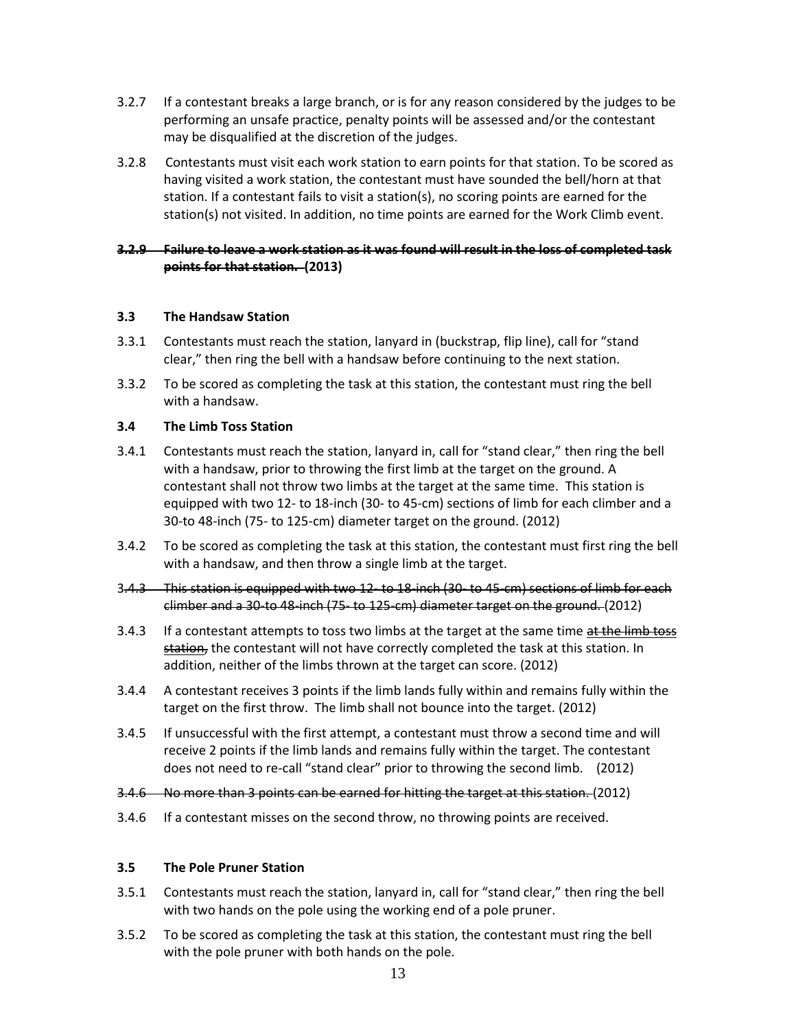3.2.7 If a contestant breaks a large branch, or is for any reason considered by the judges to be performing an unsafe practice, penalty points will be assessed and/or the contestant may be disqualified at the discretion of the judges.

3.2.8 Contestants must visit each work station to earn points for that station. To be scored as having visited a work station, the contestant must have sounded the bell/horn at that station. If a contestant fails to visit a station(s), no scoring points are earned for the station(s) not visited. In addition, no time points are earned for the Work Climb event.

~~**3.2.9 Failure to leave a work station as it was found will result in the loss of completed task points for that station.**~~ **(2013)**

### 3.3 The Handsaw Station

3.3.1 Contestants must reach the station, lanyard in (buckstrap, flip line), call for "stand clear," then ring the bell with a handsaw before continuing to the next station.

3.3.2 To be scored as completing the task at this station, the contestant must ring the bell with a handsaw.

### 3.4 The Limb Toss Station

3.4.1 Contestants must reach the station, lanyard in, call for "stand clear," then ring the bell with a handsaw, prior to throwing the first limb at the target on the ground. A contestant shall not throw two limbs at the target at the same time. This station is equipped with two 12- to 18-inch (30- to 45-cm) sections of limb for each climber and a 30-to 48-inch (75- to 125-cm) diameter target on the ground. (2012)

3.4.2 To be scored as completing the task at this station, the contestant must first ring the bell with a handsaw, and then throw a single limb at the target.

~~3.4.3 This station is equipped with two 12- to 18-inch (30- to 45-cm) sections of limb for each climber and a 30-to 48-inch (75- to 125-cm) diameter target on the ground.~~ (2012)

3.4.3 If a contestant attempts to toss two limbs at the target at the same time ~~at the limb toss station,~~ the contestant will not have correctly completed the task at this station. In addition, neither of the limbs thrown at the target can score. (2012)

3.4.4 A contestant receives 3 points if the limb lands fully within and remains fully within the target on the first throw. The limb shall not bounce into the target. (2012)

3.4.5 If unsuccessful with the first attempt, a contestant must throw a second time and will receive 2 points if the limb lands and remains fully within the target. The contestant does not need to re-call "stand clear" prior to throwing the second limb. (2012)

~~3.4.6 No more than 3 points can be earned for hitting the target at this station.~~ (2012)

3.4.6 If a contestant misses on the second throw, no throwing points are received.

### 3.5 The Pole Pruner Station

3.5.1 Contestants must reach the station, lanyard in, call for "stand clear," then ring the bell with two hands on the pole using the working end of a pole pruner.

3.5.2 To be scored as completing the task at this station, the contestant must ring the bell with the pole pruner with both hands on the pole.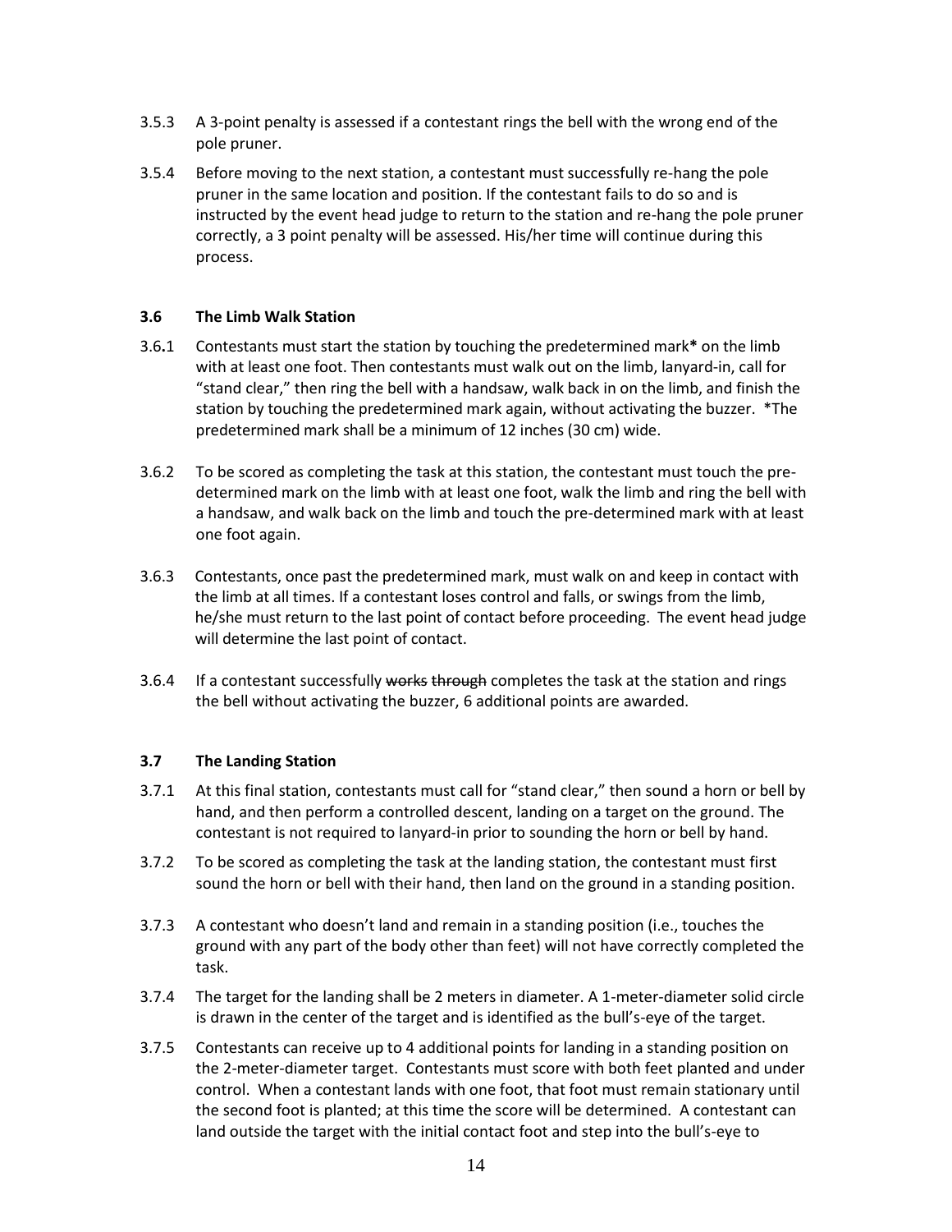3.5.3 A 3-point penalty is assessed if a contestant rings the bell with the wrong end of the pole pruner.

3.5.4 Before moving to the next station, a contestant must successfully re-hang the pole pruner in the same location and position. If the contestant fails to do so and is instructed by the event head judge to return to the station and re-hang the pole pruner correctly, a 3 point penalty will be assessed. His/her time will continue during this process.

### 3.6 The Limb Walk Station

3.6.1 Contestants must start the station by touching the predetermined mark**\*** on the limb with at least one foot. Then contestants must walk out on the limb, lanyard-in, call for "stand clear," then ring the bell with a handsaw, walk back in on the limb, and finish the station by touching the predetermined mark again, without activating the buzzer. \*The predetermined mark shall be a minimum of 12 inches (30 cm) wide.

3.6.2 To be scored as completing the task at this station, the contestant must touch the pre-determined mark on the limb with at least one foot, walk the limb and ring the bell with a handsaw, and walk back on the limb and touch the pre-determined mark with at least one foot again.

3.6.3 Contestants, once past the predetermined mark, must walk on and keep in contact with the limb at all times. If a contestant loses control and falls, or swings from the limb, he/she must return to the last point of contact before proceeding. The event head judge will determine the last point of contact.

3.6.4 If a contestant successfully ~~works through~~ completes the task at the station and rings the bell without activating the buzzer, 6 additional points are awarded.

### 3.7 The Landing Station

3.7.1 At this final station, contestants must call for "stand clear," then sound a horn or bell by hand, and then perform a controlled descent, landing on a target on the ground. The contestant is not required to lanyard-in prior to sounding the horn or bell by hand.

3.7.2 To be scored as completing the task at the landing station, the contestant must first sound the horn or bell with their hand, then land on the ground in a standing position.

3.7.3 A contestant who doesn't land and remain in a standing position (i.e., touches the ground with any part of the body other than feet) will not have correctly completed the task.

3.7.4 The target for the landing shall be 2 meters in diameter. A 1-meter-diameter solid circle is drawn in the center of the target and is identified as the bull's-eye of the target.

3.7.5 Contestants can receive up to 4 additional points for landing in a standing position on the 2-meter-diameter target. Contestants must score with both feet planted and under control. When a contestant lands with one foot, that foot must remain stationary until the second foot is planted; at this time the score will be determined. A contestant can land outside the target with the initial contact foot and step into the bull's-eye to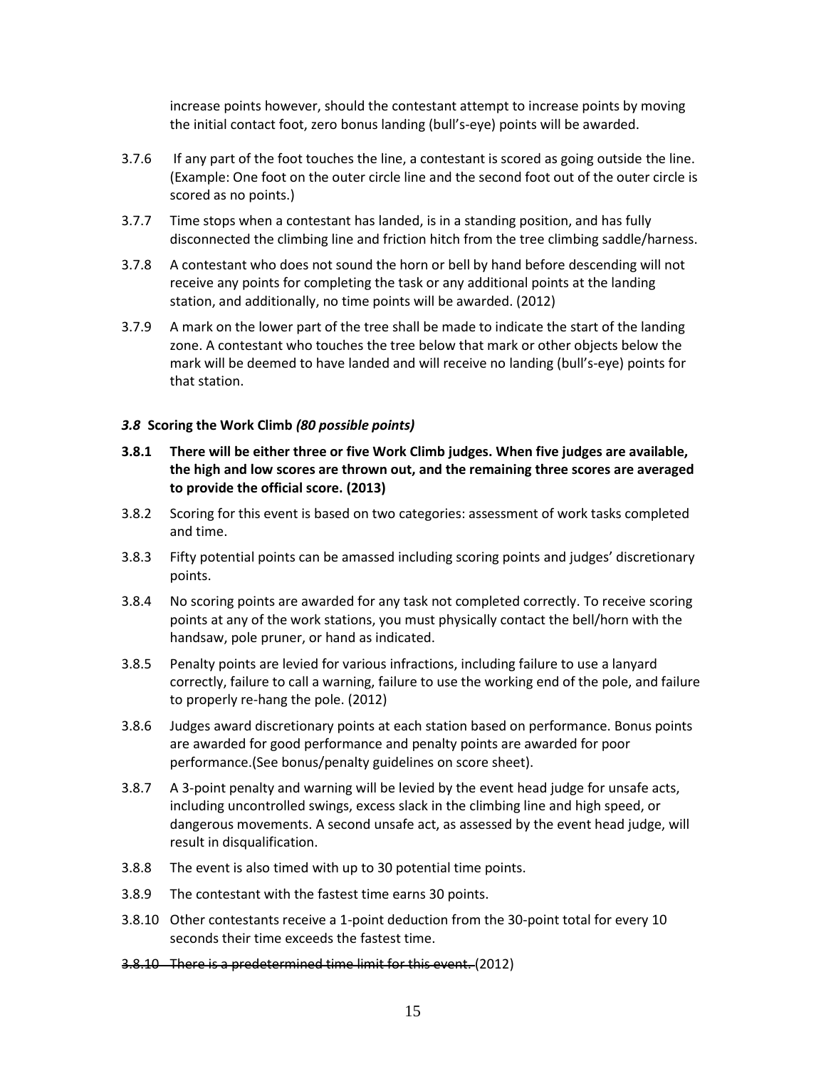increase points however, should the contestant attempt to increase points by moving the initial contact foot, zero bonus landing (bull's-eye) points will be awarded.

3.7.6 If any part of the foot touches the line, a contestant is scored as going outside the line. (Example: One foot on the outer circle line and the second foot out of the outer circle is scored as no points.)

3.7.7 Time stops when a contestant has landed, is in a standing position, and has fully disconnected the climbing line and friction hitch from the tree climbing saddle/harness.

3.7.8 A contestant who does not sound the horn or bell by hand before descending will not receive any points for completing the task or any additional points at the landing station, and additionally, no time points will be awarded. (2012)

3.7.9 A mark on the lower part of the tree shall be made to indicate the start of the landing zone. A contestant who touches the tree below that mark or other objects below the mark will be deemed to have landed and will receive no landing (bull's-eye) points for that station.

### *3.8* Scoring the Work Climb *(80 possible points)*

**3.8.1 There will be either three or five Work Climb judges. When five judges are available, the high and low scores are thrown out, and the remaining three scores are averaged to provide the official score. (2013)**

3.8.2 Scoring for this event is based on two categories: assessment of work tasks completed and time.

3.8.3 Fifty potential points can be amassed including scoring points and judges' discretionary points.

3.8.4 No scoring points are awarded for any task not completed correctly. To receive scoring points at any of the work stations, you must physically contact the bell/horn with the handsaw, pole pruner, or hand as indicated.

3.8.5 Penalty points are levied for various infractions, including failure to use a lanyard correctly, failure to call a warning, failure to use the working end of the pole, and failure to properly re-hang the pole. (2012)

3.8.6 Judges award discretionary points at each station based on performance. Bonus points are awarded for good performance and penalty points are awarded for poor performance.(See bonus/penalty guidelines on score sheet).

3.8.7 A 3-point penalty and warning will be levied by the event head judge for unsafe acts, including uncontrolled swings, excess slack in the climbing line and high speed, or dangerous movements. A second unsafe act, as assessed by the event head judge, will result in disqualification.

3.8.8 The event is also timed with up to 30 potential time points.

3.8.9 The contestant with the fastest time earns 30 points.

3.8.10 Other contestants receive a 1-point deduction from the 30-point total for every 10 seconds their time exceeds the fastest time.

~~3.8.10 There is a predetermined time limit for this event.~~ (2012)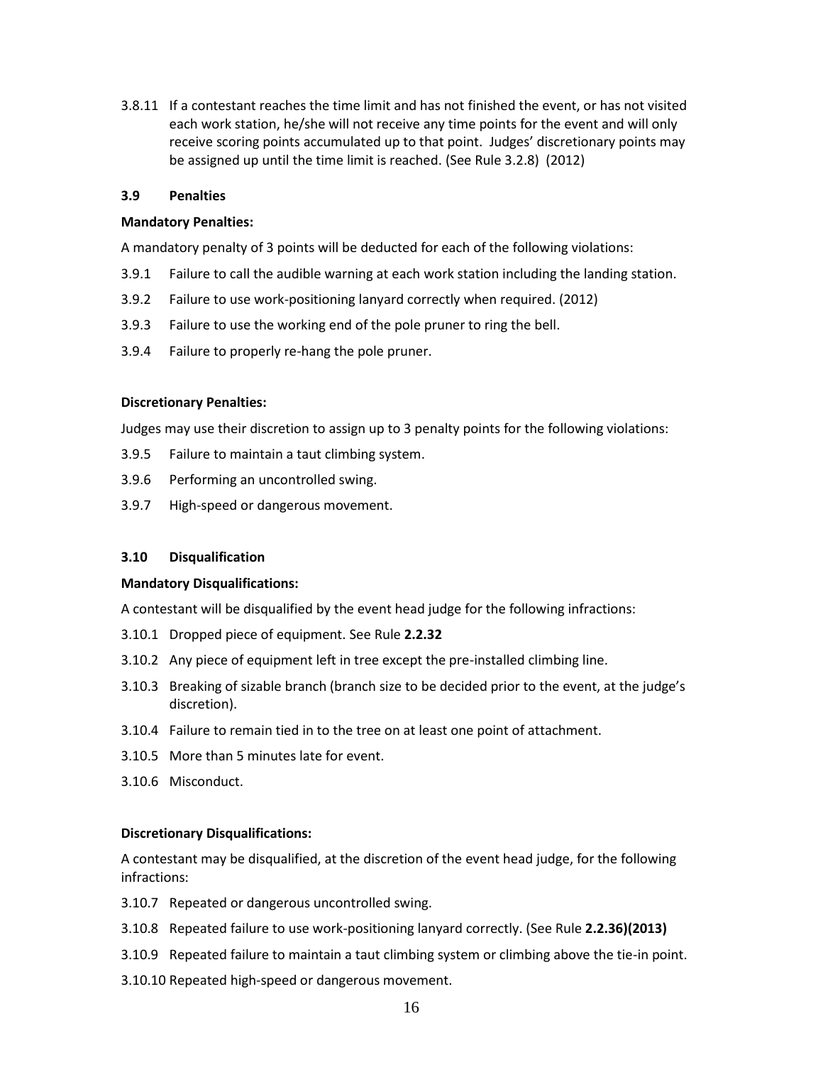3.8.11 If a contestant reaches the time limit and has not finished the event, or has not visited each work station, he/she will not receive any time points for the event and will only receive scoring points accumulated up to that point. Judges' discretionary points may be assigned up until the time limit is reached. (See Rule 3.2.8) (2012)

### 3.9 Penalties

**Mandatory Penalties:**

A mandatory penalty of 3 points will be deducted for each of the following violations:

3.9.1 Failure to call the audible warning at each work station including the landing station.

3.9.2 Failure to use work-positioning lanyard correctly when required. (2012)

3.9.3 Failure to use the working end of the pole pruner to ring the bell.

3.9.4 Failure to properly re-hang the pole pruner.

**Discretionary Penalties:**

Judges may use their discretion to assign up to 3 penalty points for the following violations:

3.9.5 Failure to maintain a taut climbing system.

3.9.6 Performing an uncontrolled swing.

3.9.7 High-speed or dangerous movement.

### 3.10 Disqualification

**Mandatory Disqualifications:**

A contestant will be disqualified by the event head judge for the following infractions:

3.10.1 Dropped piece of equipment. See Rule **2.2.32**

3.10.2 Any piece of equipment left in tree except the pre-installed climbing line.

3.10.3 Breaking of sizable branch (branch size to be decided prior to the event, at the judge's discretion).

3.10.4 Failure to remain tied in to the tree on at least one point of attachment.

3.10.5 More than 5 minutes late for event.

3.10.6 Misconduct.

**Discretionary Disqualifications:**

A contestant may be disqualified, at the discretion of the event head judge, for the following infractions:

3.10.7 Repeated or dangerous uncontrolled swing.

3.10.8 Repeated failure to use work-positioning lanyard correctly. (See Rule **2.2.36)(2013)**

3.10.9 Repeated failure to maintain a taut climbing system or climbing above the tie-in point.

3.10.10 Repeated high-speed or dangerous movement.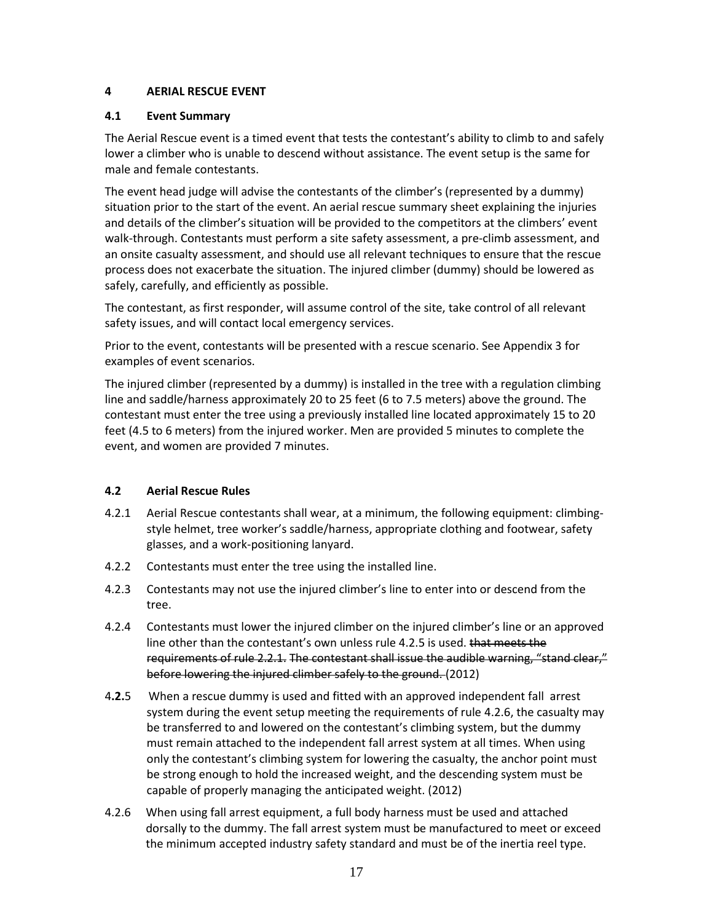## 4 AERIAL RESCUE EVENT

### 4.1 Event Summary

The Aerial Rescue event is a timed event that tests the contestant's ability to climb to and safely lower a climber who is unable to descend without assistance. The event setup is the same for male and female contestants.

The event head judge will advise the contestants of the climber's (represented by a dummy) situation prior to the start of the event. An aerial rescue summary sheet explaining the injuries and details of the climber's situation will be provided to the competitors at the climbers' event walk-through. Contestants must perform a site safety assessment, a pre-climb assessment, and an onsite casualty assessment, and should use all relevant techniques to ensure that the rescue process does not exacerbate the situation. The injured climber (dummy) should be lowered as safely, carefully, and efficiently as possible.

The contestant, as first responder, will assume control of the site, take control of all relevant safety issues, and will contact local emergency services.

Prior to the event, contestants will be presented with a rescue scenario. See Appendix 3 for examples of event scenarios.

The injured climber (represented by a dummy) is installed in the tree with a regulation climbing line and saddle/harness approximately 20 to 25 feet (6 to 7.5 meters) above the ground. The contestant must enter the tree using a previously installed line located approximately 15 to 20 feet (4.5 to 6 meters) from the injured worker. Men are provided 5 minutes to complete the event, and women are provided 7 minutes.

### 4.2 Aerial Rescue Rules

4.2.1 Aerial Rescue contestants shall wear, at a minimum, the following equipment: climbing-style helmet, tree worker's saddle/harness, appropriate clothing and footwear, safety glasses, and a work-positioning lanyard.

4.2.2 Contestants must enter the tree using the installed line.

4.2.3 Contestants may not use the injured climber's line to enter into or descend from the tree.

4.2.4 Contestants must lower the injured climber on the injured climber's line or an approved line other than the contestant's own unless rule 4.2.5 is used. ~~that meets the requirements of rule 2.2.1. The contestant shall issue the audible warning, "stand clear," before lowering the injured climber safely to the ground.~~ (2012)

4.**2.**5 When a rescue dummy is used and fitted with an approved independent fall arrest system during the event setup meeting the requirements of rule 4.2.6, the casualty may be transferred to and lowered on the contestant's climbing system, but the dummy must remain attached to the independent fall arrest system at all times. When using only the contestant's climbing system for lowering the casualty, the anchor point must be strong enough to hold the increased weight, and the descending system must be capable of properly managing the anticipated weight. (2012)

4.2.6 When using fall arrest equipment, a full body harness must be used and attached dorsally to the dummy. The fall arrest system must be manufactured to meet or exceed the minimum accepted industry safety standard and must be of the inertia reel type.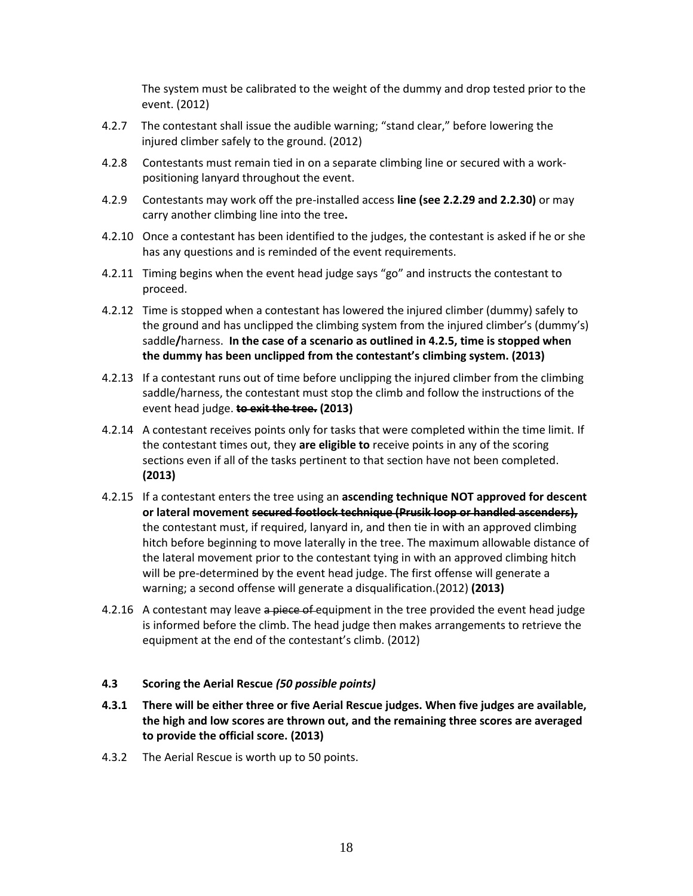The system must be calibrated to the weight of the dummy and drop tested prior to the event. (2012)

4.2.7 The contestant shall issue the audible warning; "stand clear," before lowering the injured climber safely to the ground. (2012)

4.2.8 Contestants must remain tied in on a separate climbing line or secured with a work-positioning lanyard throughout the event.

4.2.9 Contestants may work off the pre-installed access **line (see 2.2.29 and 2.2.30)** or may carry another climbing line into the tree**.**

4.2.10 Once a contestant has been identified to the judges, the contestant is asked if he or she has any questions and is reminded of the event requirements.

4.2.11 Timing begins when the event head judge says "go" and instructs the contestant to proceed.

4.2.12 Time is stopped when a contestant has lowered the injured climber (dummy) safely to the ground and has unclipped the climbing system from the injured climber's (dummy's) saddle**/**harness. **In the case of a scenario as outlined in 4.2.5, time is stopped when the dummy has been unclipped from the contestant's climbing system. (2013)**

4.2.13 If a contestant runs out of time before unclipping the injured climber from the climbing saddle/harness, the contestant must stop the climb and follow the instructions of the event head judge. ~~**to exit the tree.**~~ **(2013)**

4.2.14 A contestant receives points only for tasks that were completed within the time limit. If the contestant times out, they **are eligible to** receive points in any of the scoring sections even if all of the tasks pertinent to that section have not been completed. **(2013)**

4.2.15 If a contestant enters the tree using an **ascending technique NOT approved for descent or lateral movement** ~~**secured footlock technique (Prusik loop or handled ascenders),**~~ the contestant must, if required, lanyard in, and then tie in with an approved climbing hitch before beginning to move laterally in the tree. The maximum allowable distance of the lateral movement prior to the contestant tying in with an approved climbing hitch will be pre-determined by the event head judge. The first offense will generate a warning; a second offense will generate a disqualification.(2012) **(2013)**

4.2.16 A contestant may leave ~~a piece of~~ equipment in the tree provided the event head judge is informed before the climb. The head judge then makes arrangements to retrieve the equipment at the end of the contestant's climb. (2012)

### 4.3 Scoring the Aerial Rescue *(50 possible points)*

**4.3.1 There will be either three or five Aerial Rescue judges. When five judges are available, the high and low scores are thrown out, and the remaining three scores are averaged to provide the official score. (2013)**

4.3.2 The Aerial Rescue is worth up to 50 points.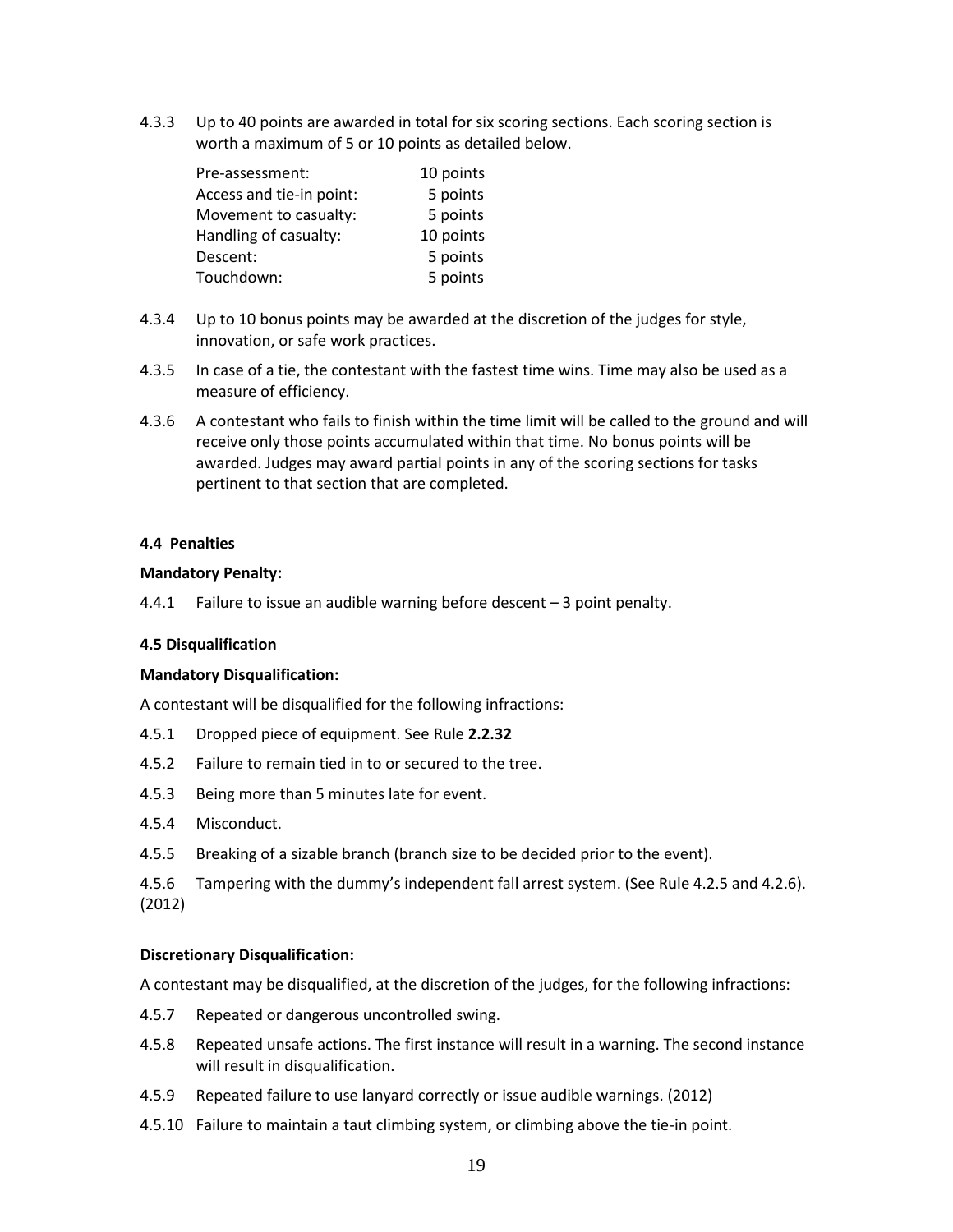4.3.3 Up to 40 points are awarded in total for six scoring sections. Each scoring section is worth a maximum of 5 or 10 points as detailed below.

| | |
|---|---|
| Pre-assessment: | 10 points |
| Access and tie-in point: | 5 points |
| Movement to casualty: | 5 points |
| Handling of casualty: | 10 points |
| Descent: | 5 points |
| Touchdown: | 5 points |

4.3.4 Up to 10 bonus points may be awarded at the discretion of the judges for style, innovation, or safe work practices.

4.3.5 In case of a tie, the contestant with the fastest time wins. Time may also be used as a measure of efficiency.

4.3.6 A contestant who fails to finish within the time limit will be called to the ground and will receive only those points accumulated within that time. No bonus points will be awarded. Judges may award partial points in any of the scoring sections for tasks pertinent to that section that are completed.

#### 4.4 Penalties

**Mandatory Penalty:**

4.4.1 Failure to issue an audible warning before descent – 3 point penalty.

#### 4.5 Disqualification

**Mandatory Disqualification:**

A contestant will be disqualified for the following infractions:

4.5.1 Dropped piece of equipment. See Rule **2.2.32**

4.5.2 Failure to remain tied in to or secured to the tree.

4.5.3 Being more than 5 minutes late for event.

4.5.4 Misconduct.

4.5.5 Breaking of a sizable branch (branch size to be decided prior to the event).

4.5.6 Tampering with the dummy's independent fall arrest system. (See Rule 4.2.5 and 4.2.6). (2012)

**Discretionary Disqualification:**

A contestant may be disqualified, at the discretion of the judges, for the following infractions:

4.5.7 Repeated or dangerous uncontrolled swing.

4.5.8 Repeated unsafe actions. The first instance will result in a warning. The second instance will result in disqualification.

4.5.9 Repeated failure to use lanyard correctly or issue audible warnings. (2012)

4.5.10 Failure to maintain a taut climbing system, or climbing above the tie-in point.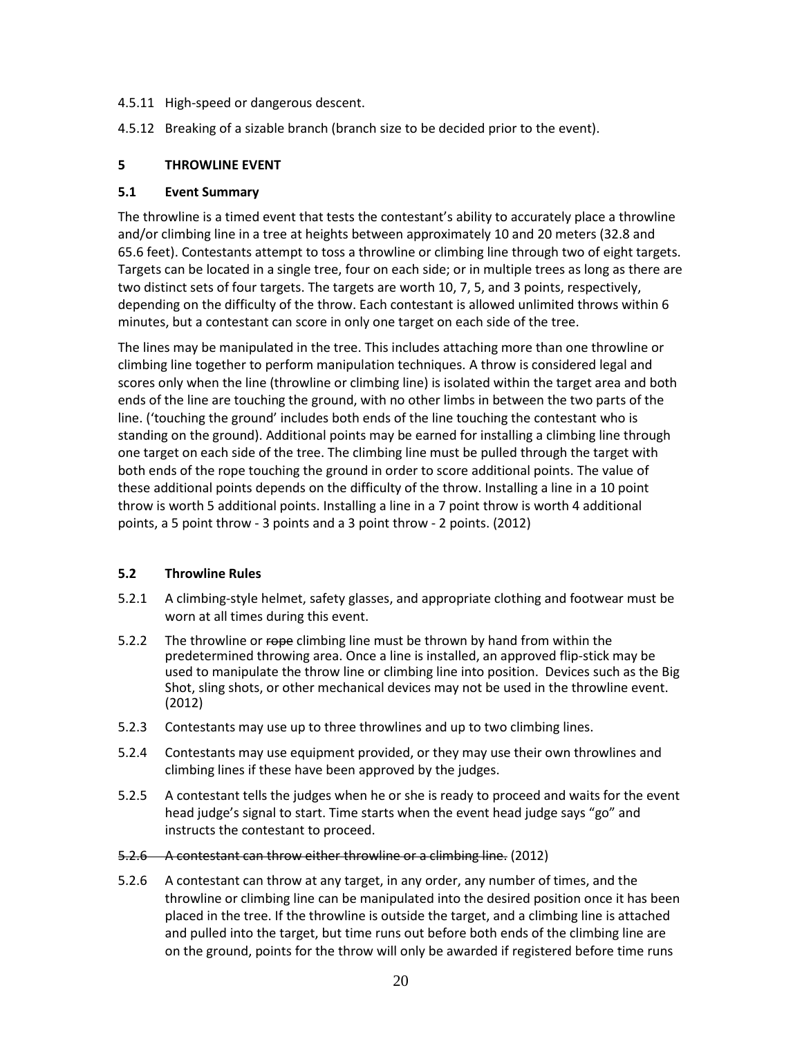4.5.11 High-speed or dangerous descent.

4.5.12 Breaking of a sizable branch (branch size to be decided prior to the event).

## 5 THROWLINE EVENT

### 5.1 Event Summary

The throwline is a timed event that tests the contestant's ability to accurately place a throwline and/or climbing line in a tree at heights between approximately 10 and 20 meters (32.8 and 65.6 feet). Contestants attempt to toss a throwline or climbing line through two of eight targets. Targets can be located in a single tree, four on each side; or in multiple trees as long as there are two distinct sets of four targets. The targets are worth 10, 7, 5, and 3 points, respectively, depending on the difficulty of the throw. Each contestant is allowed unlimited throws within 6 minutes, but a contestant can score in only one target on each side of the tree.

The lines may be manipulated in the tree. This includes attaching more than one throwline or climbing line together to perform manipulation techniques. A throw is considered legal and scores only when the line (throwline or climbing line) is isolated within the target area and both ends of the line are touching the ground, with no other limbs in between the two parts of the line. ('touching the ground' includes both ends of the line touching the contestant who is standing on the ground). Additional points may be earned for installing a climbing line through one target on each side of the tree. The climbing line must be pulled through the target with both ends of the rope touching the ground in order to score additional points. The value of these additional points depends on the difficulty of the throw. Installing a line in a 10 point throw is worth 5 additional points. Installing a line in a 7 point throw is worth 4 additional points, a 5 point throw - 3 points and a 3 point throw - 2 points. (2012)

### 5.2 Throwline Rules

5.2.1 A climbing-style helmet, safety glasses, and appropriate clothing and footwear must be worn at all times during this event.

5.2.2 The throwline or ~~rope~~ climbing line must be thrown by hand from within the predetermined throwing area. Once a line is installed, an approved flip-stick may be used to manipulate the throw line or climbing line into position. Devices such as the Big Shot, sling shots, or other mechanical devices may not be used in the throwline event. (2012)

5.2.3 Contestants may use up to three throwlines and up to two climbing lines.

5.2.4 Contestants may use equipment provided, or they may use their own throwlines and climbing lines if these have been approved by the judges.

5.2.5 A contestant tells the judges when he or she is ready to proceed and waits for the event head judge's signal to start. Time starts when the event head judge says "go" and instructs the contestant to proceed.

~~5.2.6 A contestant can throw either throwline or a climbing line.~~ (2012)

5.2.6 A contestant can throw at any target, in any order, any number of times, and the throwline or climbing line can be manipulated into the desired position once it has been placed in the tree. If the throwline is outside the target, and a climbing line is attached and pulled into the target, but time runs out before both ends of the climbing line are on the ground, points for the throw will only be awarded if registered before time runs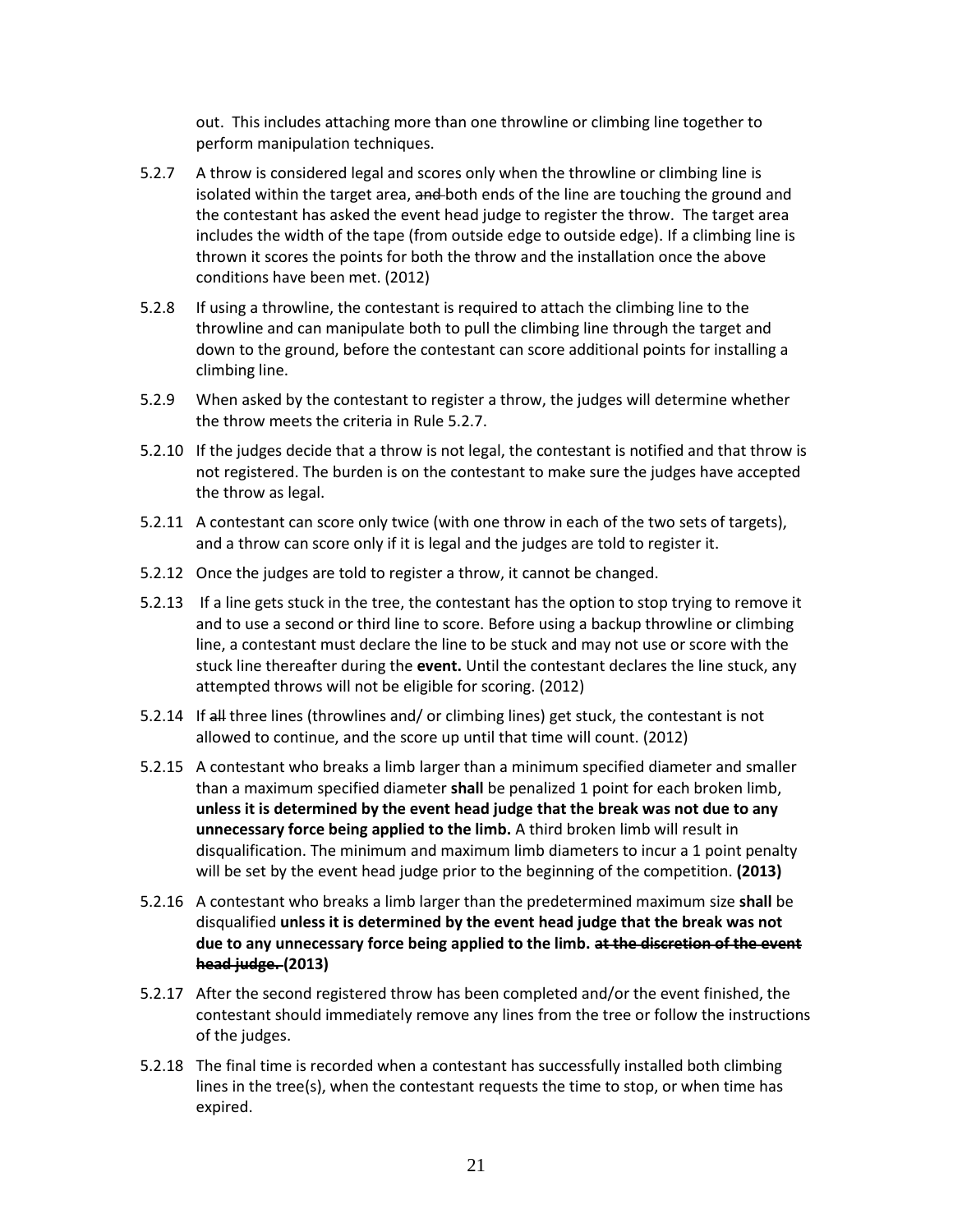out. This includes attaching more than one throwline or climbing line together to perform manipulation techniques.

5.2.7 A throw is considered legal and scores only when the throwline or climbing line is isolated within the target area, ~~and~~ both ends of the line are touching the ground and the contestant has asked the event head judge to register the throw. The target area includes the width of the tape (from outside edge to outside edge). If a climbing line is thrown it scores the points for both the throw and the installation once the above conditions have been met. (2012)

5.2.8 If using a throwline, the contestant is required to attach the climbing line to the throwline and can manipulate both to pull the climbing line through the target and down to the ground, before the contestant can score additional points for installing a climbing line.

5.2.9 When asked by the contestant to register a throw, the judges will determine whether the throw meets the criteria in Rule 5.2.7.

5.2.10 If the judges decide that a throw is not legal, the contestant is notified and that throw is not registered. The burden is on the contestant to make sure the judges have accepted the throw as legal.

5.2.11 A contestant can score only twice (with one throw in each of the two sets of targets), and a throw can score only if it is legal and the judges are told to register it.

5.2.12 Once the judges are told to register a throw, it cannot be changed.

5.2.13 If a line gets stuck in the tree, the contestant has the option to stop trying to remove it and to use a second or third line to score. Before using a backup throwline or climbing line, a contestant must declare the line to be stuck and may not use or score with the stuck line thereafter during the **event.** Until the contestant declares the line stuck, any attempted throws will not be eligible for scoring. (2012)

5.2.14 If ~~all~~ three lines (throwlines and/ or climbing lines) get stuck, the contestant is not allowed to continue, and the score up until that time will count. (2012)

5.2.15 A contestant who breaks a limb larger than a minimum specified diameter and smaller than a maximum specified diameter **shall** be penalized 1 point for each broken limb, **unless it is determined by the event head judge that the break was not due to any unnecessary force being applied to the limb.** A third broken limb will result in disqualification. The minimum and maximum limb diameters to incur a 1 point penalty will be set by the event head judge prior to the beginning of the competition. **(2013)**

5.2.16 A contestant who breaks a limb larger than the predetermined maximum size **shall** be disqualified **unless it is determined by the event head judge that the break was not due to any unnecessary force being applied to the limb. ~~at the discretion of the event head judge.~~ (2013)**

5.2.17 After the second registered throw has been completed and/or the event finished, the contestant should immediately remove any lines from the tree or follow the instructions of the judges.

5.2.18 The final time is recorded when a contestant has successfully installed both climbing lines in the tree(s), when the contestant requests the time to stop, or when time has expired.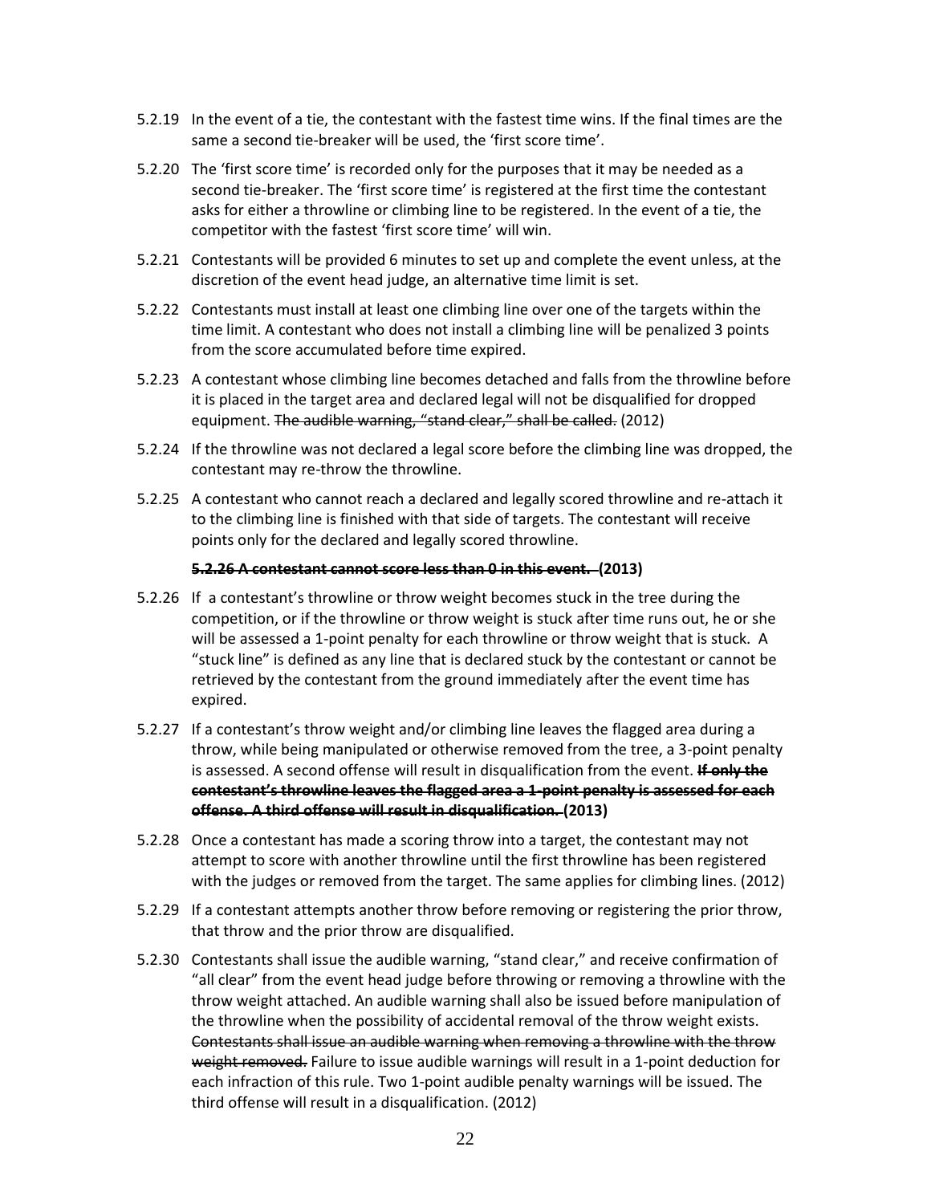5.2.19 In the event of a tie, the contestant with the fastest time wins. If the final times are the same a second tie-breaker will be used, the 'first score time'.

5.2.20 The 'first score time' is recorded only for the purposes that it may be needed as a second tie-breaker. The 'first score time' is registered at the first time the contestant asks for either a throwline or climbing line to be registered. In the event of a tie, the competitor with the fastest 'first score time' will win.

5.2.21 Contestants will be provided 6 minutes to set up and complete the event unless, at the discretion of the event head judge, an alternative time limit is set.

5.2.22 Contestants must install at least one climbing line over one of the targets within the time limit. A contestant who does not install a climbing line will be penalized 3 points from the score accumulated before time expired.

5.2.23 A contestant whose climbing line becomes detached and falls from the throwline before it is placed in the target area and declared legal will not be disqualified for dropped equipment. ~~The audible warning, "stand clear," shall be called.~~ (2012)

5.2.24 If the throwline was not declared a legal score before the climbing line was dropped, the contestant may re-throw the throwline.

5.2.25 A contestant who cannot reach a declared and legally scored throwline and re-attach it to the climbing line is finished with that side of targets. The contestant will receive points only for the declared and legally scored throwline.

**~~5.2.26 A contestant cannot score less than 0 in this event.~~ (2013)**

5.2.26 If a contestant's throwline or throw weight becomes stuck in the tree during the competition, or if the throwline or throw weight is stuck after time runs out, he or she will be assessed a 1-point penalty for each throwline or throw weight that is stuck. A "stuck line" is defined as any line that is declared stuck by the contestant or cannot be retrieved by the contestant from the ground immediately after the event time has expired.

5.2.27 If a contestant's throw weight and/or climbing line leaves the flagged area during a throw, while being manipulated or otherwise removed from the tree, a 3-point penalty is assessed. A second offense will result in disqualification from the event. **~~If only the contestant's throwline leaves the flagged area a 1-point penalty is assessed for each offense. A third offense will result in disqualification.~~ (2013)**

5.2.28 Once a contestant has made a scoring throw into a target, the contestant may not attempt to score with another throwline until the first throwline has been registered with the judges or removed from the target. The same applies for climbing lines. (2012)

5.2.29 If a contestant attempts another throw before removing or registering the prior throw, that throw and the prior throw are disqualified.

5.2.30 Contestants shall issue the audible warning, "stand clear," and receive confirmation of "all clear" from the event head judge before throwing or removing a throwline with the throw weight attached. An audible warning shall also be issued before manipulation of the throwline when the possibility of accidental removal of the throw weight exists. ~~Contestants shall issue an audible warning when removing a throwline with the throw weight removed.~~ Failure to issue audible warnings will result in a 1-point deduction for each infraction of this rule. Two 1-point audible penalty warnings will be issued. The third offense will result in a disqualification. (2012)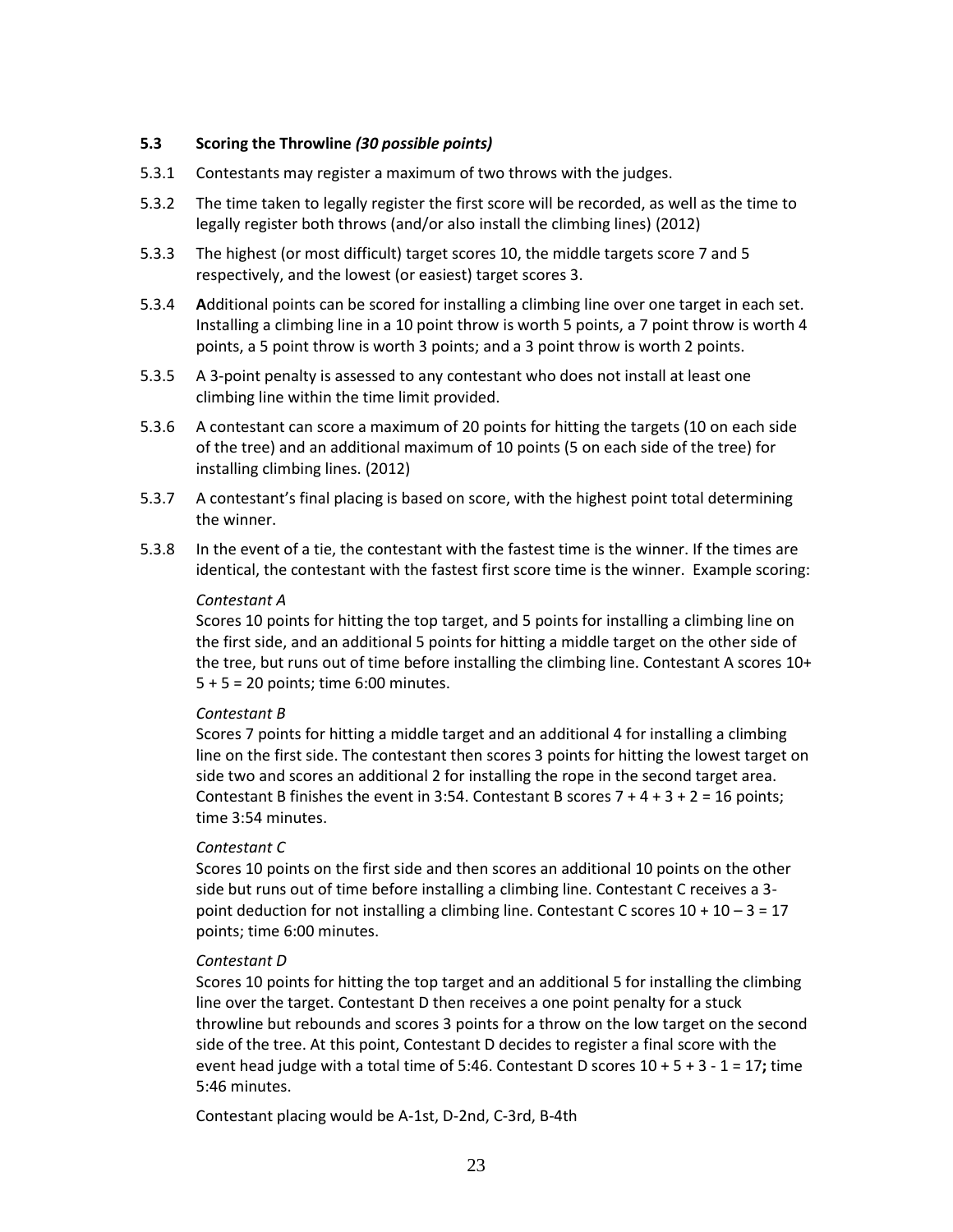### 5.3 Scoring the Throwline *(30 possible points)*

5.3.1 Contestants may register a maximum of two throws with the judges.

5.3.2 The time taken to legally register the first score will be recorded, as well as the time to legally register both throws (and/or also install the climbing lines) (2012)

5.3.3 The highest (or most difficult) target scores 10, the middle targets score 7 and 5 respectively, and the lowest (or easiest) target scores 3.

5.3.4 **A**dditional points can be scored for installing a climbing line over one target in each set. Installing a climbing line in a 10 point throw is worth 5 points, a 7 point throw is worth 4 points, a 5 point throw is worth 3 points; and a 3 point throw is worth 2 points.

5.3.5 A 3-point penalty is assessed to any contestant who does not install at least one climbing line within the time limit provided.

5.3.6 A contestant can score a maximum of 20 points for hitting the targets (10 on each side of the tree) and an additional maximum of 10 points (5 on each side of the tree) for installing climbing lines. (2012)

5.3.7 A contestant's final placing is based on score, with the highest point total determining the winner.

5.3.8 In the event of a tie, the contestant with the fastest time is the winner. If the times are identical, the contestant with the fastest first score time is the winner. Example scoring:

*Contestant A*
Scores 10 points for hitting the top target, and 5 points for installing a climbing line on the first side, and an additional 5 points for hitting a middle target on the other side of the tree, but runs out of time before installing the climbing line. Contestant A scores 10+ 5 + 5 = 20 points; time 6:00 minutes.

*Contestant B*
Scores 7 points for hitting a middle target and an additional 4 for installing a climbing line on the first side. The contestant then scores 3 points for hitting the lowest target on side two and scores an additional 2 for installing the rope in the second target area. Contestant B finishes the event in 3:54. Contestant B scores 7 + 4 + 3 + 2 = 16 points; time 3:54 minutes.

*Contestant C*
Scores 10 points on the first side and then scores an additional 10 points on the other side but runs out of time before installing a climbing line. Contestant C receives a 3-point deduction for not installing a climbing line. Contestant C scores 10 + 10 – 3 = 17 points; time 6:00 minutes.

*Contestant D*
Scores 10 points for hitting the top target and an additional 5 for installing the climbing line over the target. Contestant D then receives a one point penalty for a stuck throwline but rebounds and scores 3 points for a throw on the low target on the second side of the tree. At this point, Contestant D decides to register a final score with the event head judge with a total time of 5:46. Contestant D scores 10 + 5 + 3 - 1 = 17**;** time 5:46 minutes.

Contestant placing would be A-1st, D-2nd, C-3rd, B-4th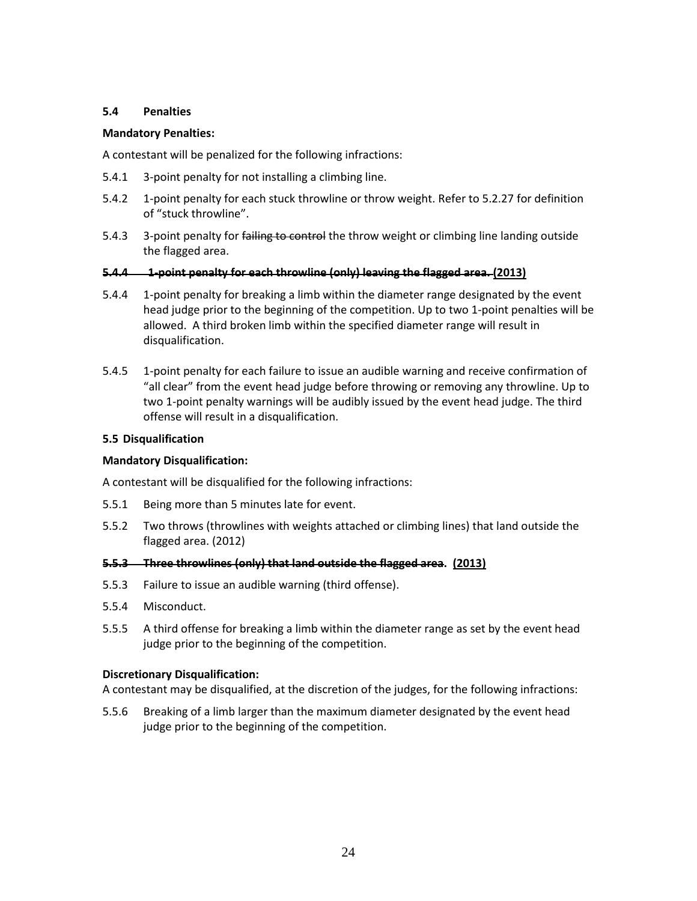### 5.4 Penalties

**Mandatory Penalties:**

A contestant will be penalized for the following infractions:

5.4.1 3-point penalty for not installing a climbing line.

5.4.2 1-point penalty for each stuck throwline or throw weight. Refer to 5.2.27 for definition of "stuck throwline".

5.4.3 3-point penalty for ~~failing to control~~ the throw weight or climbing line landing outside the flagged area.

~~**5.4.4 1-point penalty for each throwline (only) leaving the flagged area.**~~ **(2013)**

5.4.4 1-point penalty for breaking a limb within the diameter range designated by the event head judge prior to the beginning of the competition. Up to two 1-point penalties will be allowed. A third broken limb within the specified diameter range will result in disqualification.

5.4.5 1-point penalty for each failure to issue an audible warning and receive confirmation of "all clear" from the event head judge before throwing or removing any throwline. Up to two 1-point penalty warnings will be audibly issued by the event head judge. The third offense will result in a disqualification.

### 5.5 Disqualification

**Mandatory Disqualification:**

A contestant will be disqualified for the following infractions:

5.5.1 Being more than 5 minutes late for event.

5.5.2 Two throws (throwlines with weights attached or climbing lines) that land outside the flagged area. (2012)

~~**5.5.3 Three throwlines (only) that land outside the flagged area**~~. **(2013)**

5.5.3 Failure to issue an audible warning (third offense).

5.5.4 Misconduct.

5.5.5 A third offense for breaking a limb within the diameter range as set by the event head judge prior to the beginning of the competition.

**Discretionary Disqualification:**
A contestant may be disqualified, at the discretion of the judges, for the following infractions:

5.5.6 Breaking of a limb larger than the maximum diameter designated by the event head judge prior to the beginning of the competition.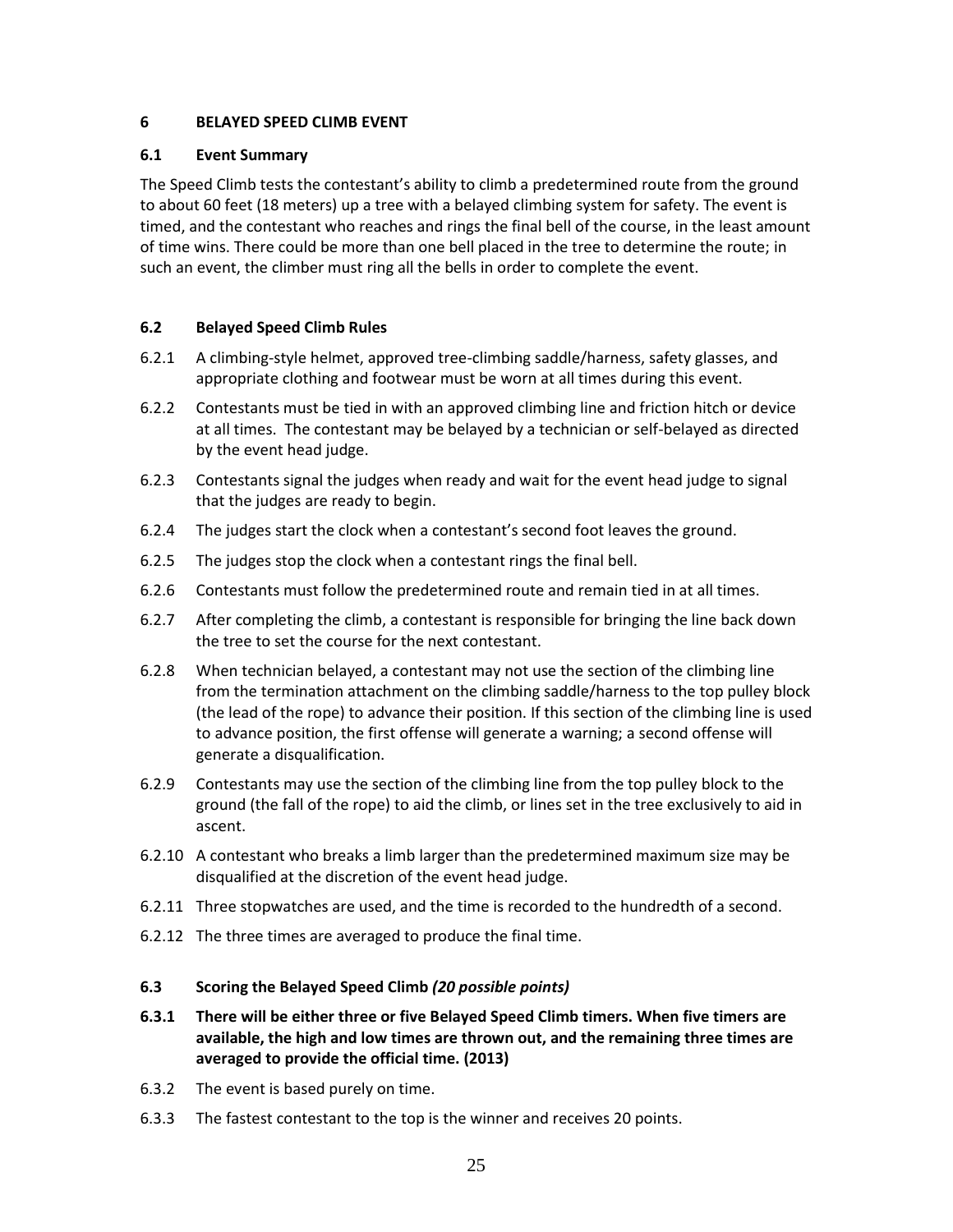## 6 BELAYED SPEED CLIMB EVENT

### 6.1 Event Summary

The Speed Climb tests the contestant's ability to climb a predetermined route from the ground to about 60 feet (18 meters) up a tree with a belayed climbing system for safety. The event is timed, and the contestant who reaches and rings the final bell of the course, in the least amount of time wins. There could be more than one bell placed in the tree to determine the route; in such an event, the climber must ring all the bells in order to complete the event.

### 6.2 Belayed Speed Climb Rules

6.2.1 A climbing-style helmet, approved tree-climbing saddle/harness, safety glasses, and appropriate clothing and footwear must be worn at all times during this event.

6.2.2 Contestants must be tied in with an approved climbing line and friction hitch or device at all times. The contestant may be belayed by a technician or self-belayed as directed by the event head judge.

6.2.3 Contestants signal the judges when ready and wait for the event head judge to signal that the judges are ready to begin.

6.2.4 The judges start the clock when a contestant's second foot leaves the ground.

6.2.5 The judges stop the clock when a contestant rings the final bell.

6.2.6 Contestants must follow the predetermined route and remain tied in at all times.

6.2.7 After completing the climb, a contestant is responsible for bringing the line back down the tree to set the course for the next contestant.

6.2.8 When technician belayed, a contestant may not use the section of the climbing line from the termination attachment on the climbing saddle/harness to the top pulley block (the lead of the rope) to advance their position. If this section of the climbing line is used to advance position, the first offense will generate a warning; a second offense will generate a disqualification.

6.2.9 Contestants may use the section of the climbing line from the top pulley block to the ground (the fall of the rope) to aid the climb, or lines set in the tree exclusively to aid in ascent.

6.2.10 A contestant who breaks a limb larger than the predetermined maximum size may be disqualified at the discretion of the event head judge.

6.2.11 Three stopwatches are used, and the time is recorded to the hundredth of a second.

6.2.12 The three times are averaged to produce the final time.

### 6.3 Scoring the Belayed Speed Climb *(20 possible points)*

**6.3.1 There will be either three or five Belayed Speed Climb timers. When five timers are available, the high and low times are thrown out, and the remaining three times are averaged to provide the official time. (2013)**

6.3.2 The event is based purely on time.

6.3.3 The fastest contestant to the top is the winner and receives 20 points.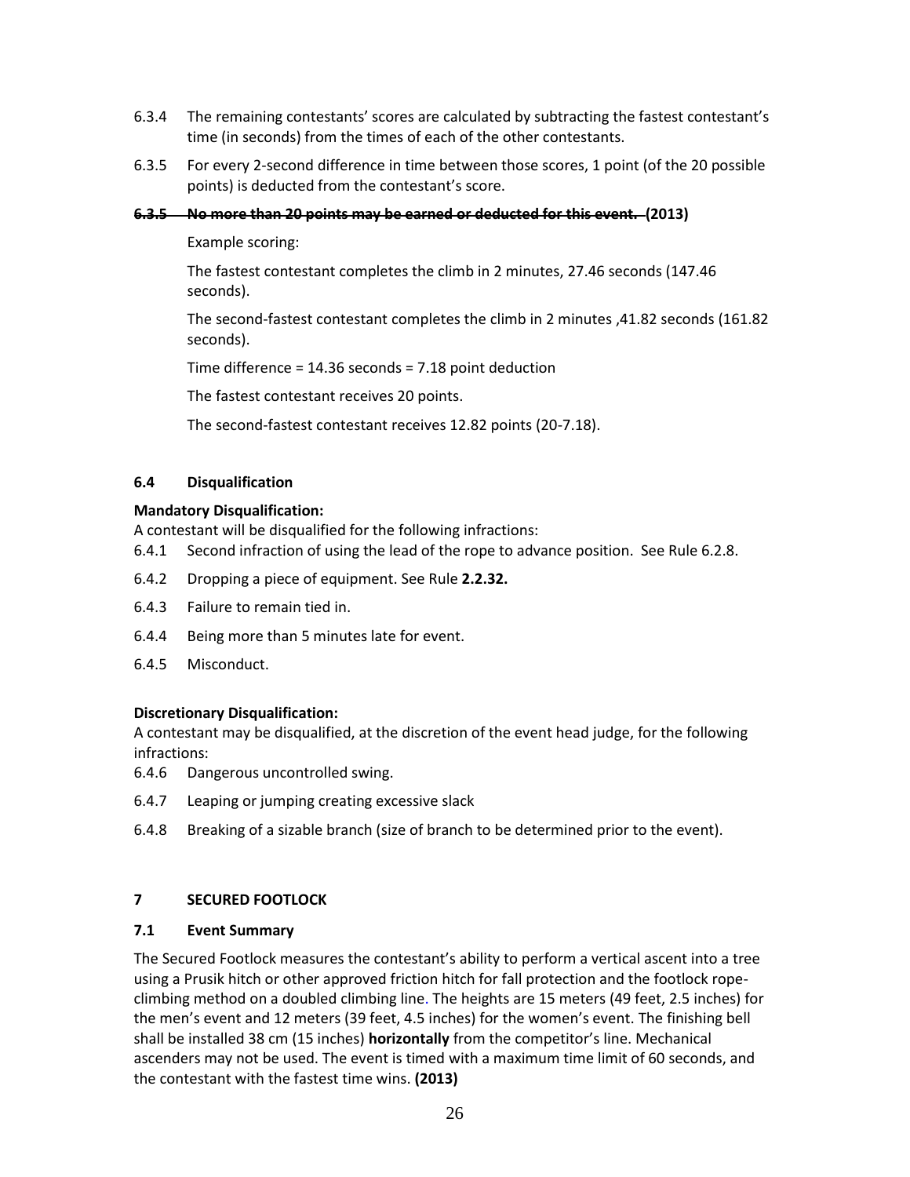6.3.4 The remaining contestants' scores are calculated by subtracting the fastest contestant's time (in seconds) from the times of each of the other contestants.

6.3.5 For every 2-second difference in time between those scores, 1 point (of the 20 possible points) is deducted from the contestant's score.

~~**6.3.5 No more than 20 points may be earned or deducted for this event.**~~ **(2013)**

Example scoring:

The fastest contestant completes the climb in 2 minutes, 27.46 seconds (147.46 seconds).

The second-fastest contestant completes the climb in 2 minutes ,41.82 seconds (161.82 seconds).

Time difference = 14.36 seconds = 7.18 point deduction

The fastest contestant receives 20 points.

The second-fastest contestant receives 12.82 points (20-7.18).

### 6.4 Disqualification

**Mandatory Disqualification:**
A contestant will be disqualified for the following infractions:

6.4.1 Second infraction of using the lead of the rope to advance position. See Rule 6.2.8.

6.4.2 Dropping a piece of equipment. See Rule **2.2.32.**

6.4.3 Failure to remain tied in.

6.4.4 Being more than 5 minutes late for event.

6.4.5 Misconduct.

**Discretionary Disqualification:**
A contestant may be disqualified, at the discretion of the event head judge, for the following infractions:

6.4.6 Dangerous uncontrolled swing.

6.4.7 Leaping or jumping creating excessive slack

6.4.8 Breaking of a sizable branch (size of branch to be determined prior to the event).

## 7 SECURED FOOTLOCK

### 7.1 Event Summary

The Secured Footlock measures the contestant's ability to perform a vertical ascent into a tree using a Prusik hitch or other approved friction hitch for fall protection and the footlock rope-climbing method on a doubled climbing line. The heights are 15 meters (49 feet, 2.5 inches) for the men's event and 12 meters (39 feet, 4.5 inches) for the women's event. The finishing bell shall be installed 38 cm (15 inches) **horizontally** from the competitor's line. Mechanical ascenders may not be used. The event is timed with a maximum time limit of 60 seconds, and the contestant with the fastest time wins. **(2013)**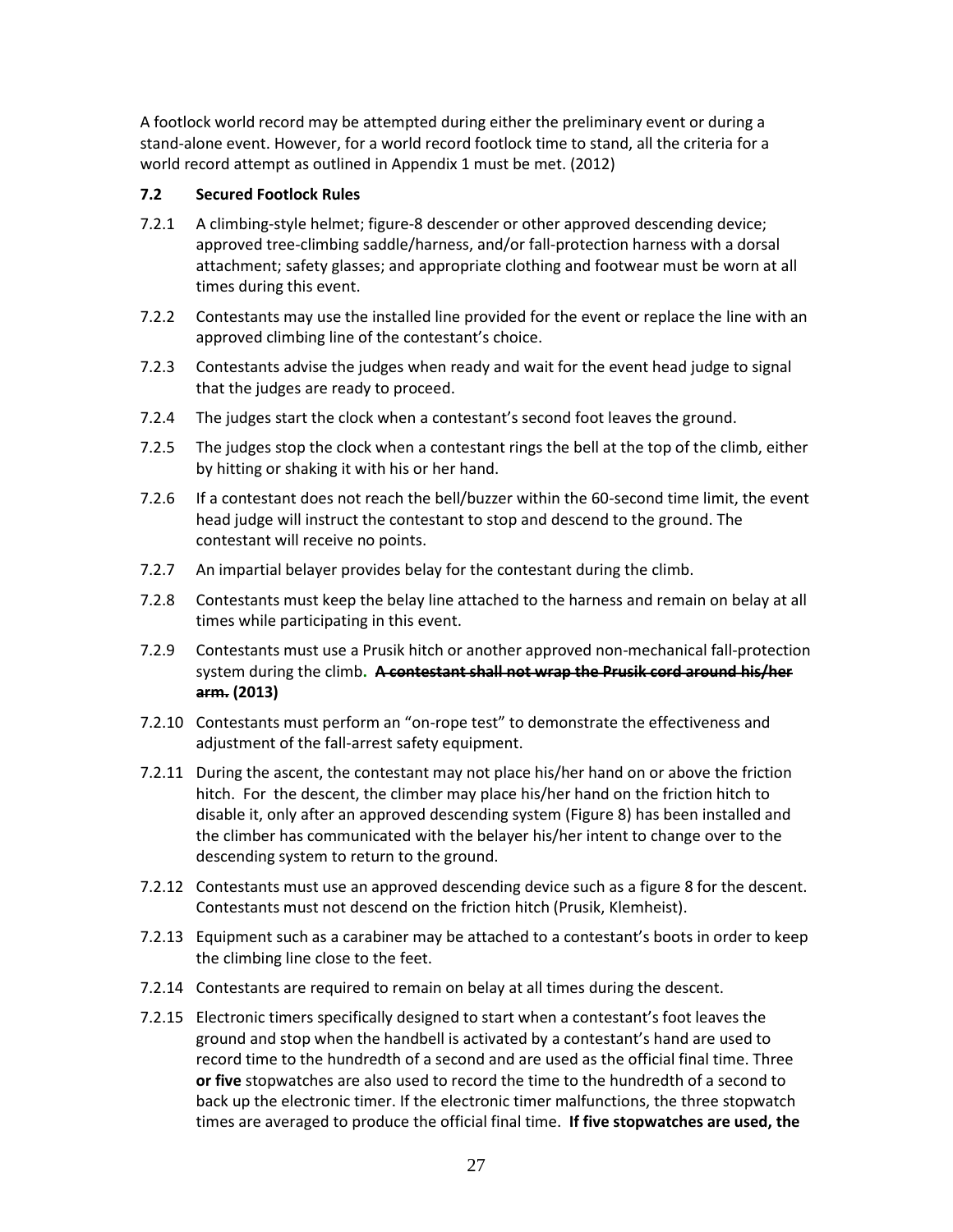A footlock world record may be attempted during either the preliminary event or during a stand-alone event. However, for a world record footlock time to stand, all the criteria for a world record attempt as outlined in Appendix 1 must be met. (2012)

### 7.2 Secured Footlock Rules

7.2.1 A climbing-style helmet; figure-8 descender or other approved descending device; approved tree-climbing saddle/harness, and/or fall-protection harness with a dorsal attachment; safety glasses; and appropriate clothing and footwear must be worn at all times during this event.

7.2.2 Contestants may use the installed line provided for the event or replace the line with an approved climbing line of the contestant's choice.

7.2.3 Contestants advise the judges when ready and wait for the event head judge to signal that the judges are ready to proceed.

7.2.4 The judges start the clock when a contestant's second foot leaves the ground.

7.2.5 The judges stop the clock when a contestant rings the bell at the top of the climb, either by hitting or shaking it with his or her hand.

7.2.6 If a contestant does not reach the bell/buzzer within the 60-second time limit, the event head judge will instruct the contestant to stop and descend to the ground. The contestant will receive no points.

7.2.7 An impartial belayer provides belay for the contestant during the climb.

7.2.8 Contestants must keep the belay line attached to the harness and remain on belay at all times while participating in this event.

7.2.9 Contestants must use a Prusik hitch or another approved non-mechanical fall-protection system during the climb**. ~~A contestant shall not wrap the Prusik cord around his/her arm.~~ (2013)**

7.2.10 Contestants must perform an "on-rope test" to demonstrate the effectiveness and adjustment of the fall-arrest safety equipment.

7.2.11 During the ascent, the contestant may not place his/her hand on or above the friction hitch. For the descent, the climber may place his/her hand on the friction hitch to disable it, only after an approved descending system (Figure 8) has been installed and the climber has communicated with the belayer his/her intent to change over to the descending system to return to the ground.

7.2.12 Contestants must use an approved descending device such as a figure 8 for the descent. Contestants must not descend on the friction hitch (Prusik, Klemheist).

7.2.13 Equipment such as a carabiner may be attached to a contestant's boots in order to keep the climbing line close to the feet.

7.2.14 Contestants are required to remain on belay at all times during the descent.

7.2.15 Electronic timers specifically designed to start when a contestant's foot leaves the ground and stop when the handbell is activated by a contestant's hand are used to record time to the hundredth of a second and are used as the official final time. Three **or five** stopwatches are also used to record the time to the hundredth of a second to back up the electronic timer. If the electronic timer malfunctions, the three stopwatch times are averaged to produce the official final time. **If five stopwatches are used, the**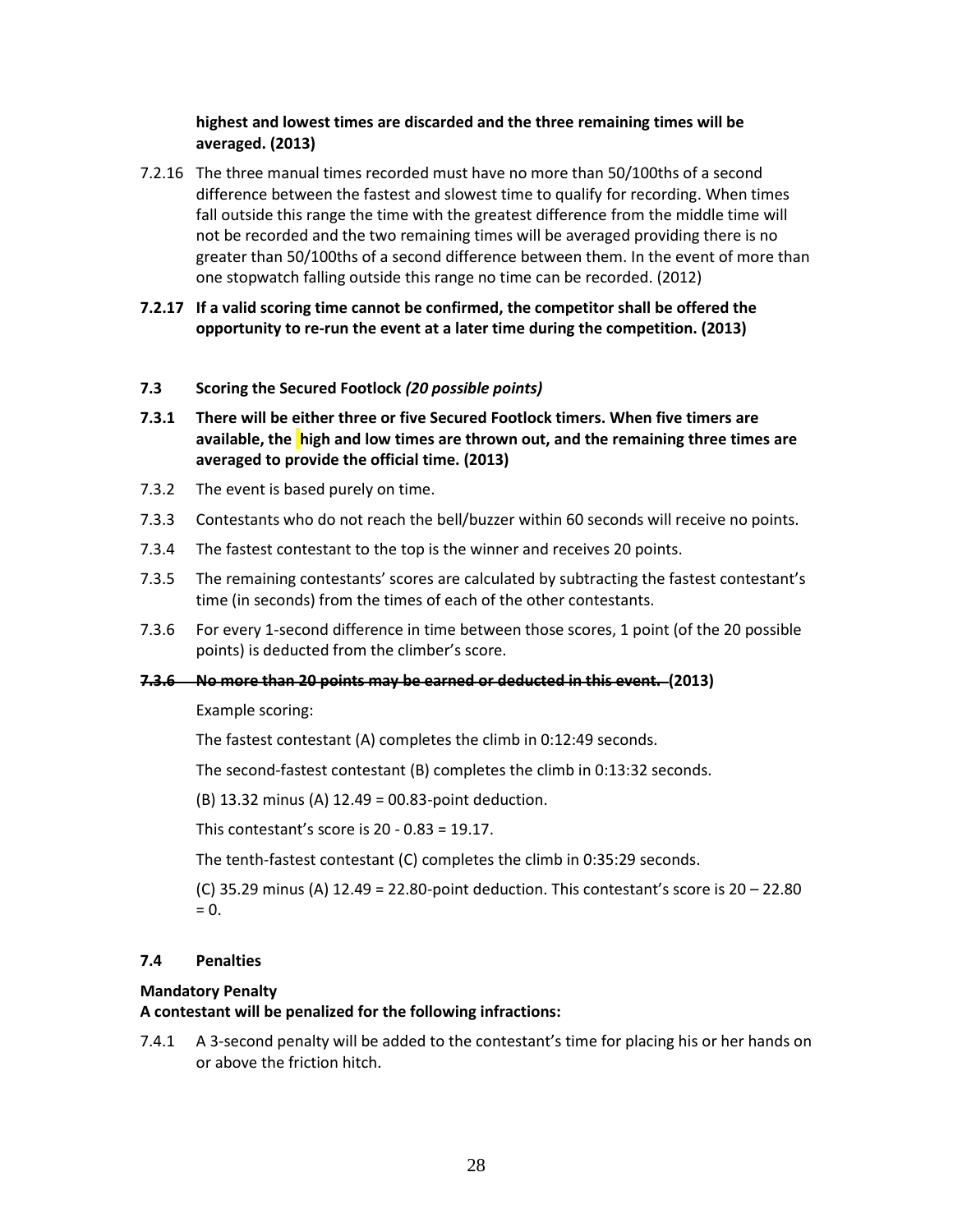**highest and lowest times are discarded and the three remaining times will be averaged. (2013)**

7.2.16 The three manual times recorded must have no more than 50/100ths of a second difference between the fastest and slowest time to qualify for recording. When times fall outside this range the time with the greatest difference from the middle time will not be recorded and the two remaining times will be averaged providing there is no greater than 50/100ths of a second difference between them. In the event of more than one stopwatch falling outside this range no time can be recorded. (2012)

**7.2.17 If a valid scoring time cannot be confirmed, the competitor shall be offered the opportunity to re-run the event at a later time during the competition. (2013)**

### 7.3 Scoring the Secured Footlock *(20 possible points)*

**7.3.1 There will be either three or five Secured Footlock timers. When five timers are available, the high and low times are thrown out, and the remaining three times are averaged to provide the official time. (2013)**

7.3.2 The event is based purely on time.

7.3.3 Contestants who do not reach the bell/buzzer within 60 seconds will receive no points.

7.3.4 The fastest contestant to the top is the winner and receives 20 points.

7.3.5 The remaining contestants' scores are calculated by subtracting the fastest contestant's time (in seconds) from the times of each of the other contestants.

7.3.6 For every 1-second difference in time between those scores, 1 point (of the 20 possible points) is deducted from the climber's score.

**~~7.3.6 No more than 20 points may be earned or deducted in this event.~~ (2013)**

Example scoring:

The fastest contestant (A) completes the climb in 0:12:49 seconds.

The second-fastest contestant (B) completes the climb in 0:13:32 seconds.

(B) 13.32 minus (A) 12.49 = 00.83-point deduction.

This contestant's score is 20 - 0.83 = 19.17.

The tenth-fastest contestant (C) completes the climb in 0:35:29 seconds.

(C) 35.29 minus (A) 12.49 = 22.80-point deduction. This contestant's score is 20 – 22.80 = 0.

### 7.4 Penalties

**Mandatory Penalty**
**A contestant will be penalized for the following infractions:**

7.4.1 A 3-second penalty will be added to the contestant's time for placing his or her hands on or above the friction hitch.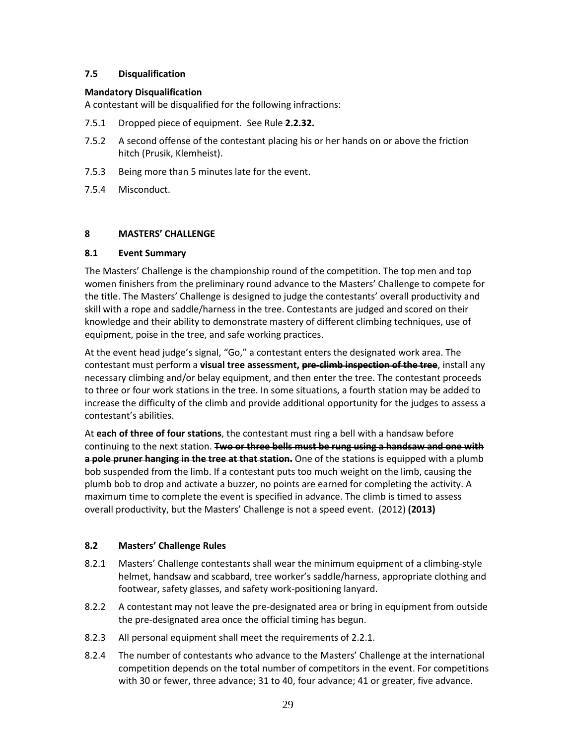### 7.5 Disqualification

**Mandatory Disqualification**

A contestant will be disqualified for the following infractions:

7.5.1 Dropped piece of equipment. See Rule **2.2.32.**

7.5.2 A second offense of the contestant placing his or her hands on or above the friction hitch (Prusik, Klemheist).

7.5.3 Being more than 5 minutes late for the event.

7.5.4 Misconduct.

## 8 MASTERS' CHALLENGE

### 8.1 Event Summary

The Masters' Challenge is the championship round of the competition. The top men and top women finishers from the preliminary round advance to the Masters' Challenge to compete for the title. The Masters' Challenge is designed to judge the contestants' overall productivity and skill with a rope and saddle/harness in the tree. Contestants are judged and scored on their knowledge and their ability to demonstrate mastery of different climbing techniques, use of equipment, poise in the tree, and safe working practices.

At the event head judge's signal, "Go," a contestant enters the designated work area. The contestant must perform a **visual tree assessment,** ~~**pre-climb inspection of the tree**~~, install any necessary climbing and/or belay equipment, and then enter the tree. The contestant proceeds to three or four work stations in the tree. In some situations, a fourth station may be added to increase the difficulty of the climb and provide additional opportunity for the judges to assess a contestant's abilities.

At **each of three of four stations**, the contestant must ring a bell with a handsaw before continuing to the next station. ~~**Two or three bells must be rung using a handsaw and one with a pole pruner hanging in the tree at that station.**~~ One of the stations is equipped with a plumb bob suspended from the limb. If a contestant puts too much weight on the limb, causing the plumb bob to drop and activate a buzzer, no points are earned for completing the activity. A maximum time to complete the event is specified in advance. The climb is timed to assess overall productivity, but the Masters' Challenge is not a speed event. (2012) **(2013)**

### 8.2 Masters' Challenge Rules

8.2.1 Masters' Challenge contestants shall wear the minimum equipment of a climbing-style helmet, handsaw and scabbard, tree worker's saddle/harness, appropriate clothing and footwear, safety glasses, and safety work-positioning lanyard.

8.2.2 A contestant may not leave the pre-designated area or bring in equipment from outside the pre-designated area once the official timing has begun.

8.2.3 All personal equipment shall meet the requirements of 2.2.1.

8.2.4 The number of contestants who advance to the Masters' Challenge at the international competition depends on the total number of competitors in the event. For competitions with 30 or fewer, three advance; 31 to 40, four advance; 41 or greater, five advance.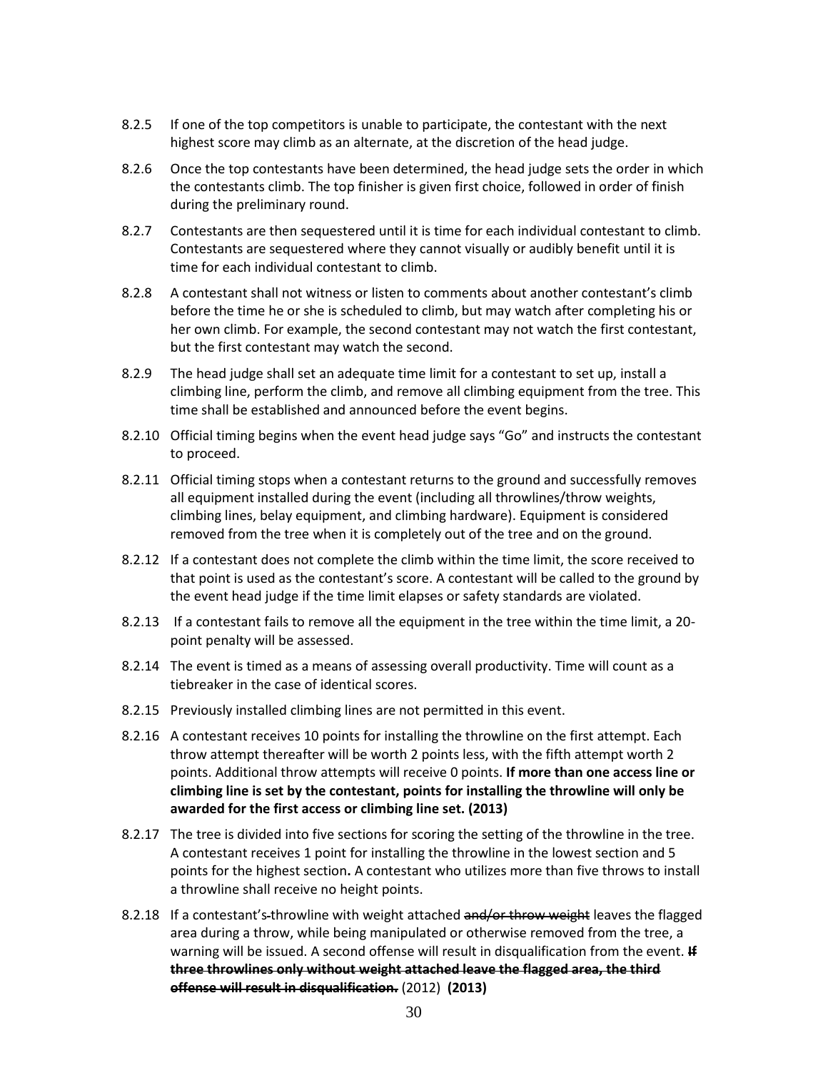8.2.5 If one of the top competitors is unable to participate, the contestant with the next highest score may climb as an alternate, at the discretion of the head judge.

8.2.6 Once the top contestants have been determined, the head judge sets the order in which the contestants climb. The top finisher is given first choice, followed in order of finish during the preliminary round.

8.2.7 Contestants are then sequestered until it is time for each individual contestant to climb. Contestants are sequestered where they cannot visually or audibly benefit until it is time for each individual contestant to climb.

8.2.8 A contestant shall not witness or listen to comments about another contestant's climb before the time he or she is scheduled to climb, but may watch after completing his or her own climb. For example, the second contestant may not watch the first contestant, but the first contestant may watch the second.

8.2.9 The head judge shall set an adequate time limit for a contestant to set up, install a climbing line, perform the climb, and remove all climbing equipment from the tree. This time shall be established and announced before the event begins.

8.2.10 Official timing begins when the event head judge says "Go" and instructs the contestant to proceed.

8.2.11 Official timing stops when a contestant returns to the ground and successfully removes all equipment installed during the event (including all throwlines/throw weights, climbing lines, belay equipment, and climbing hardware). Equipment is considered removed from the tree when it is completely out of the tree and on the ground.

8.2.12 If a contestant does not complete the climb within the time limit, the score received to that point is used as the contestant's score. A contestant will be called to the ground by the event head judge if the time limit elapses or safety standards are violated.

8.2.13 If a contestant fails to remove all the equipment in the tree within the time limit, a 20-point penalty will be assessed.

8.2.14 The event is timed as a means of assessing overall productivity. Time will count as a tiebreaker in the case of identical scores.

8.2.15 Previously installed climbing lines are not permitted in this event.

8.2.16 A contestant receives 10 points for installing the throwline on the first attempt. Each throw attempt thereafter will be worth 2 points less, with the fifth attempt worth 2 points. Additional throw attempts will receive 0 points. **If more than one access line or climbing line is set by the contestant, points for installing the throwline will only be awarded for the first access or climbing line set. (2013)**

8.2.17 The tree is divided into five sections for scoring the setting of the throwline in the tree. A contestant receives 1 point for installing the throwline in the lowest section and 5 points for the highest section. A contestant who utilizes more than five throws to install a throwline shall receive no height points.

8.2.18 If a contestant's throwline with weight attached ~~and/or throw weight~~ leaves the flagged area during a throw, while being manipulated or otherwise removed from the tree, a warning will be issued. A second offense will result in disqualification from the event. **~~If three throwlines only without weight attached leave the flagged area, the third offense will result in disqualification.~~** (2012) **(2013)**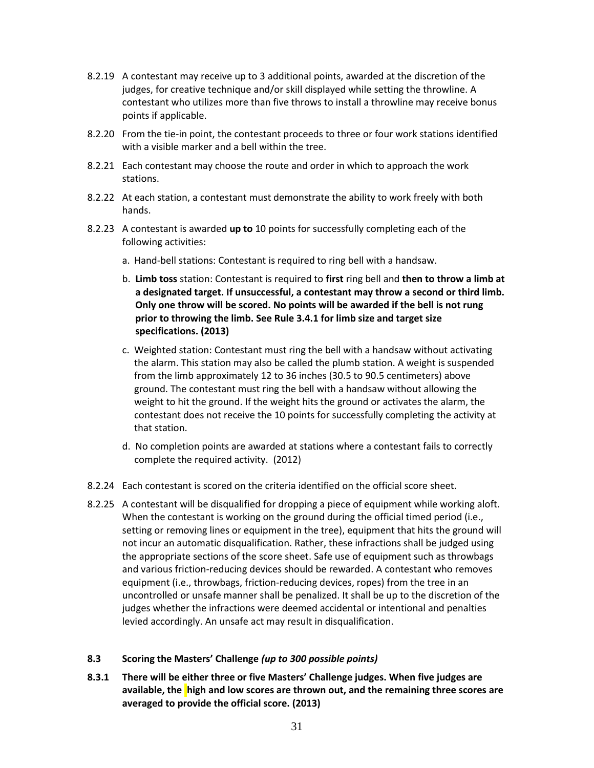8.2.19 A contestant may receive up to 3 additional points, awarded at the discretion of the judges, for creative technique and/or skill displayed while setting the throwline. A contestant who utilizes more than five throws to install a throwline may receive bonus points if applicable.

8.2.20 From the tie-in point, the contestant proceeds to three or four work stations identified with a visible marker and a bell within the tree.

8.2.21 Each contestant may choose the route and order in which to approach the work stations.

8.2.22 At each station, a contestant must demonstrate the ability to work freely with both hands.

8.2.23 A contestant is awarded **up to** 10 points for successfully completing each of the following activities:

a. Hand-bell stations: Contestant is required to ring bell with a handsaw.

b. **Limb toss** station: Contestant is required to **first** ring bell and **then to throw a limb at a designated target. If unsuccessful, a contestant may throw a second or third limb. Only one throw will be scored. No points will be awarded if the bell is not rung prior to throwing the limb. See Rule 3.4.1 for limb size and target size specifications. (2013)**

c. Weighted station: Contestant must ring the bell with a handsaw without activating the alarm. This station may also be called the plumb station. A weight is suspended from the limb approximately 12 to 36 inches (30.5 to 90.5 centimeters) above ground. The contestant must ring the bell with a handsaw without allowing the weight to hit the ground. If the weight hits the ground or activates the alarm, the contestant does not receive the 10 points for successfully completing the activity at that station.

d. No completion points are awarded at stations where a contestant fails to correctly complete the required activity. (2012)

8.2.24 Each contestant is scored on the criteria identified on the official score sheet.

8.2.25 A contestant will be disqualified for dropping a piece of equipment while working aloft. When the contestant is working on the ground during the official timed period (i.e., setting or removing lines or equipment in the tree), equipment that hits the ground will not incur an automatic disqualification. Rather, these infractions shall be judged using the appropriate sections of the score sheet. Safe use of equipment such as throwbags and various friction-reducing devices should be rewarded. A contestant who removes equipment (i.e., throwbags, friction-reducing devices, ropes) from the tree in an uncontrolled or unsafe manner shall be penalized. It shall be up to the discretion of the judges whether the infractions were deemed accidental or intentional and penalties levied accordingly. An unsafe act may result in disqualification.

### 8.3 Scoring the Masters' Challenge *(up to 300 possible points)*

**8.3.1 There will be either three or five Masters' Challenge judges. When five judges are available, the high and low scores are thrown out, and the remaining three scores are averaged to provide the official score. (2013)**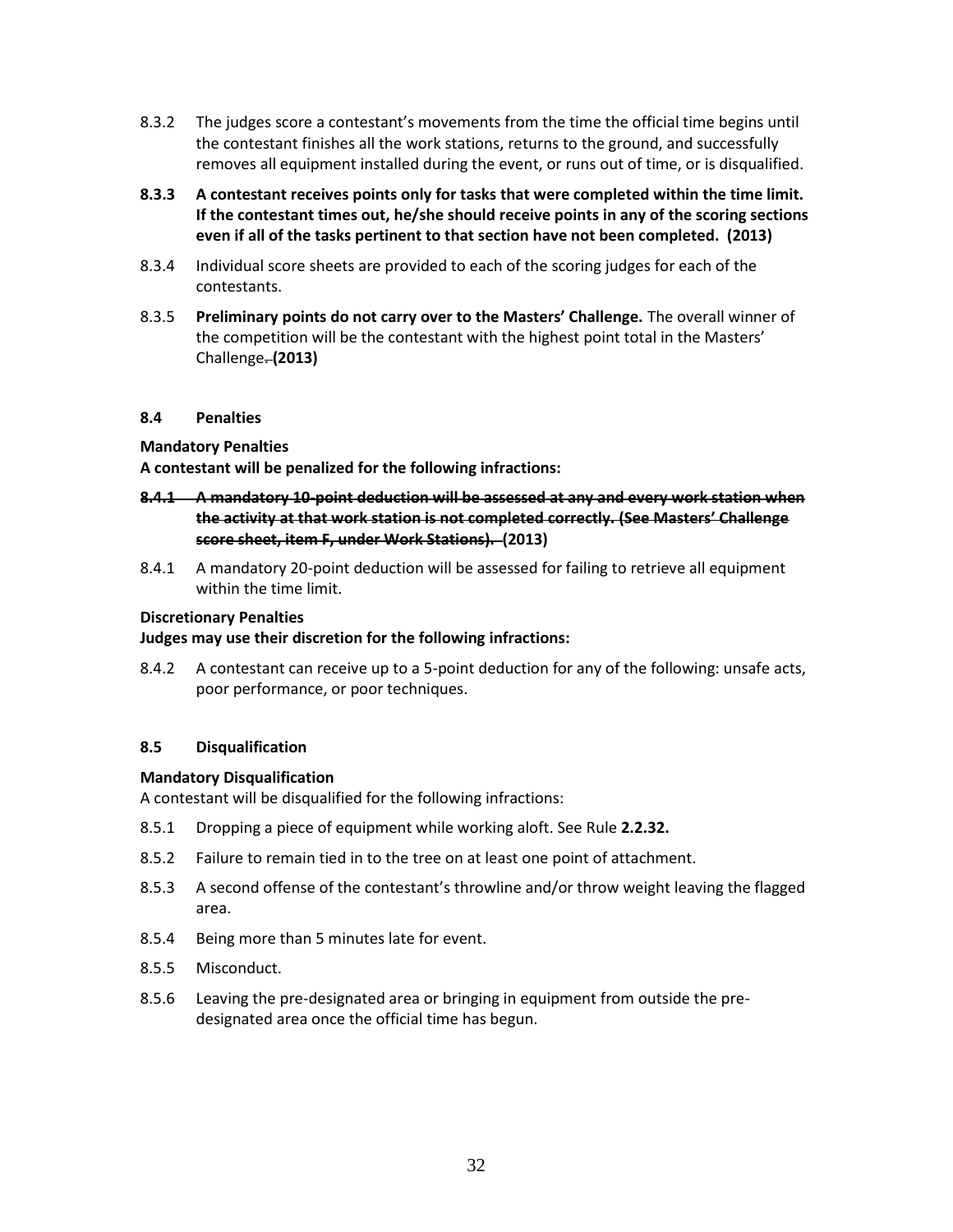8.3.2 The judges score a contestant's movements from the time the official time begins until the contestant finishes all the work stations, returns to the ground, and successfully removes all equipment installed during the event, or runs out of time, or is disqualified.

**8.3.3 A contestant receives points only for tasks that were completed within the time limit. If the contestant times out, he/she should receive points in any of the scoring sections even if all of the tasks pertinent to that section have not been completed. (2013)**

8.3.4 Individual score sheets are provided to each of the scoring judges for each of the contestants.

8.3.5 **Preliminary points do not carry over to the Masters' Challenge.** The overall winner of the competition will be the contestant with the highest point total in the Masters' Challenge~~.~~ **(2013)**

### 8.4 Penalties

**Mandatory Penalties**

**A contestant will be penalized for the following infractions:**

~~**8.4.1 A mandatory 10-point deduction will be assessed at any and every work station when the activity at that work station is not completed correctly. (See Masters' Challenge score sheet, item F, under Work Stations).**~~ **(2013)**

8.4.1 A mandatory 20-point deduction will be assessed for failing to retrieve all equipment within the time limit.

**Discretionary Penalties**

**Judges may use their discretion for the following infractions:**

8.4.2 A contestant can receive up to a 5-point deduction for any of the following: unsafe acts, poor performance, or poor techniques.

### 8.5 Disqualification

**Mandatory Disqualification**

A contestant will be disqualified for the following infractions:

8.5.1 Dropping a piece of equipment while working aloft. See Rule **2.2.32.**

8.5.2 Failure to remain tied in to the tree on at least one point of attachment.

8.5.3 A second offense of the contestant's throwline and/or throw weight leaving the flagged area.

8.5.4 Being more than 5 minutes late for event.

8.5.5 Misconduct.

8.5.6 Leaving the pre-designated area or bringing in equipment from outside the pre-designated area once the official time has begun.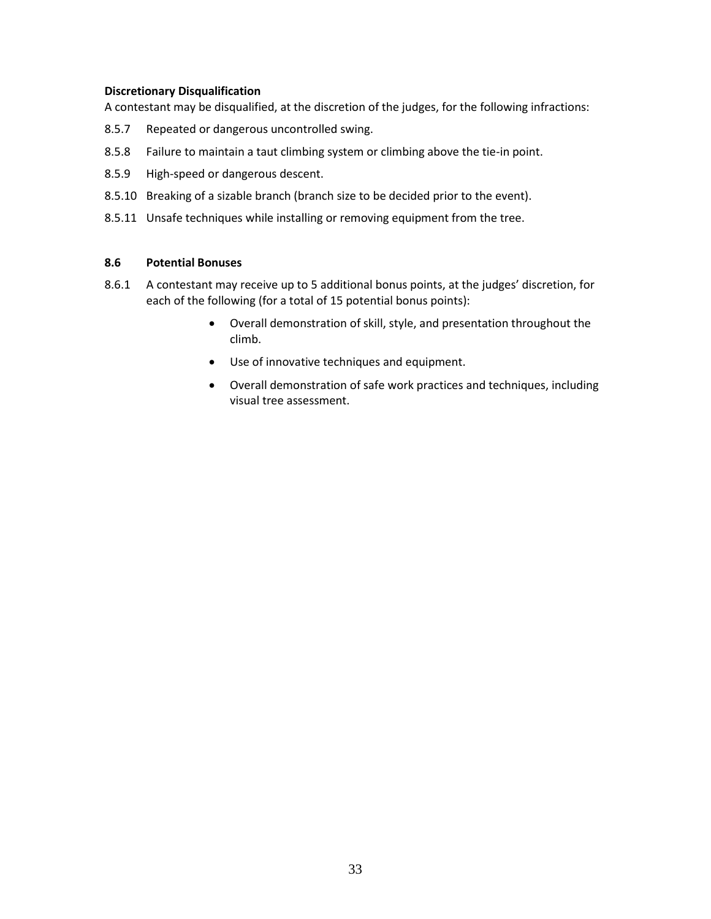**Discretionary Disqualification**

A contestant may be disqualified, at the discretion of the judges, for the following infractions:

8.5.7 Repeated or dangerous uncontrolled swing.

8.5.8 Failure to maintain a taut climbing system or climbing above the tie-in point.

8.5.9 High-speed or dangerous descent.

8.5.10 Breaking of a sizable branch (branch size to be decided prior to the event).

8.5.11 Unsafe techniques while installing or removing equipment from the tree.

### 8.6 Potential Bonuses

8.6.1 A contestant may receive up to 5 additional bonus points, at the judges' discretion, for each of the following (for a total of 15 potential bonus points):

- Overall demonstration of skill, style, and presentation throughout the climb.
- Use of innovative techniques and equipment.
- Overall demonstration of safe work practices and techniques, including visual tree assessment.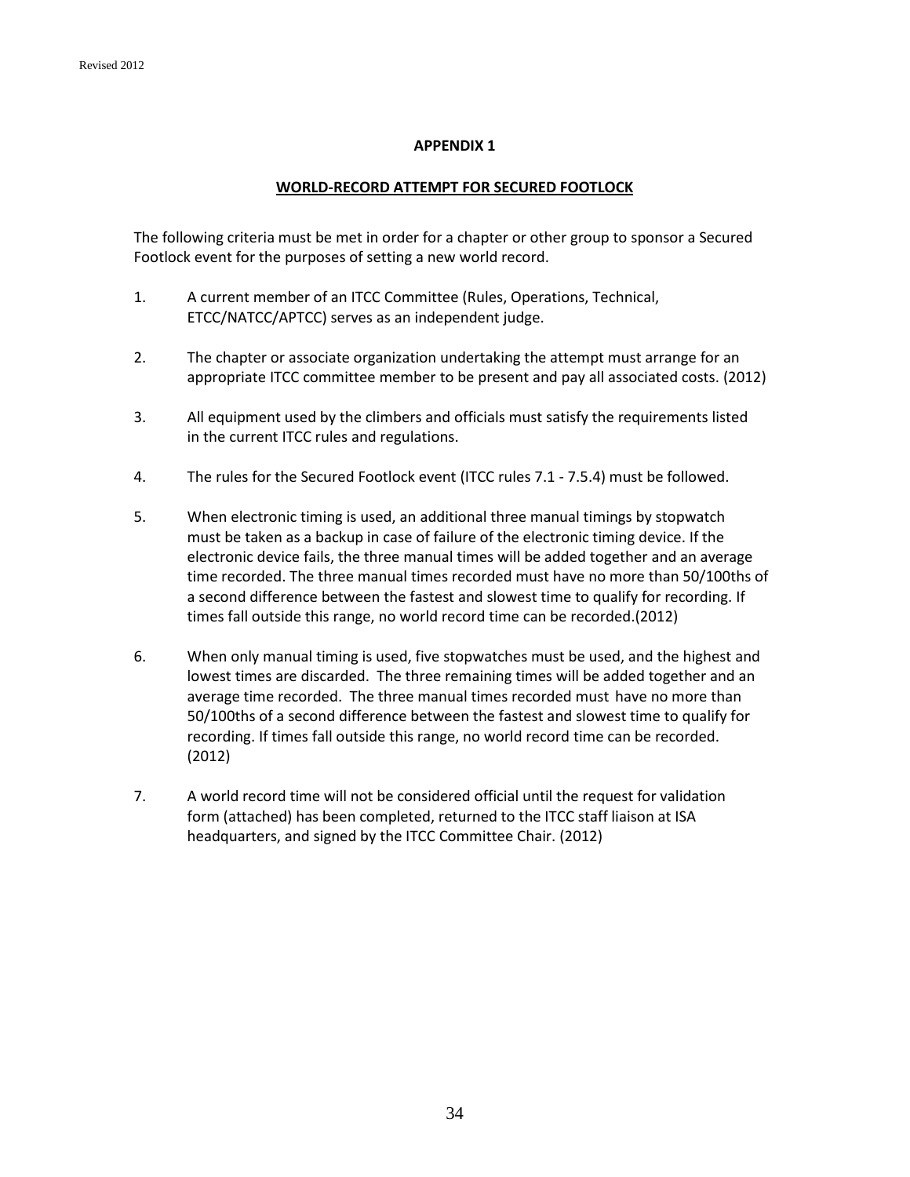## APPENDIX 1

## WORLD-RECORD ATTEMPT FOR SECURED FOOTLOCK

The following criteria must be met in order for a chapter or other group to sponsor a Secured Footlock event for the purposes of setting a new world record.

1. A current member of an ITCC Committee (Rules, Operations, Technical, ETCC/NATCC/APTCC) serves as an independent judge.

2. The chapter or associate organization undertaking the attempt must arrange for an appropriate ITCC committee member to be present and pay all associated costs. (2012)

3. All equipment used by the climbers and officials must satisfy the requirements listed in the current ITCC rules and regulations.

4. The rules for the Secured Footlock event (ITCC rules 7.1 - 7.5.4) must be followed.

5. When electronic timing is used, an additional three manual timings by stopwatch must be taken as a backup in case of failure of the electronic timing device. If the electronic device fails, the three manual times will be added together and an average time recorded. The three manual times recorded must have no more than 50/100ths of a second difference between the fastest and slowest time to qualify for recording. If times fall outside this range, no world record time can be recorded.(2012)

6. When only manual timing is used, five stopwatches must be used, and the highest and lowest times are discarded. The three remaining times will be added together and an average time recorded. The three manual times recorded must have no more than 50/100ths of a second difference between the fastest and slowest time to qualify for recording. If times fall outside this range, no world record time can be recorded. (2012)

7. A world record time will not be considered official until the request for validation form (attached) has been completed, returned to the ITCC staff liaison at ISA headquarters, and signed by the ITCC Committee Chair. (2012)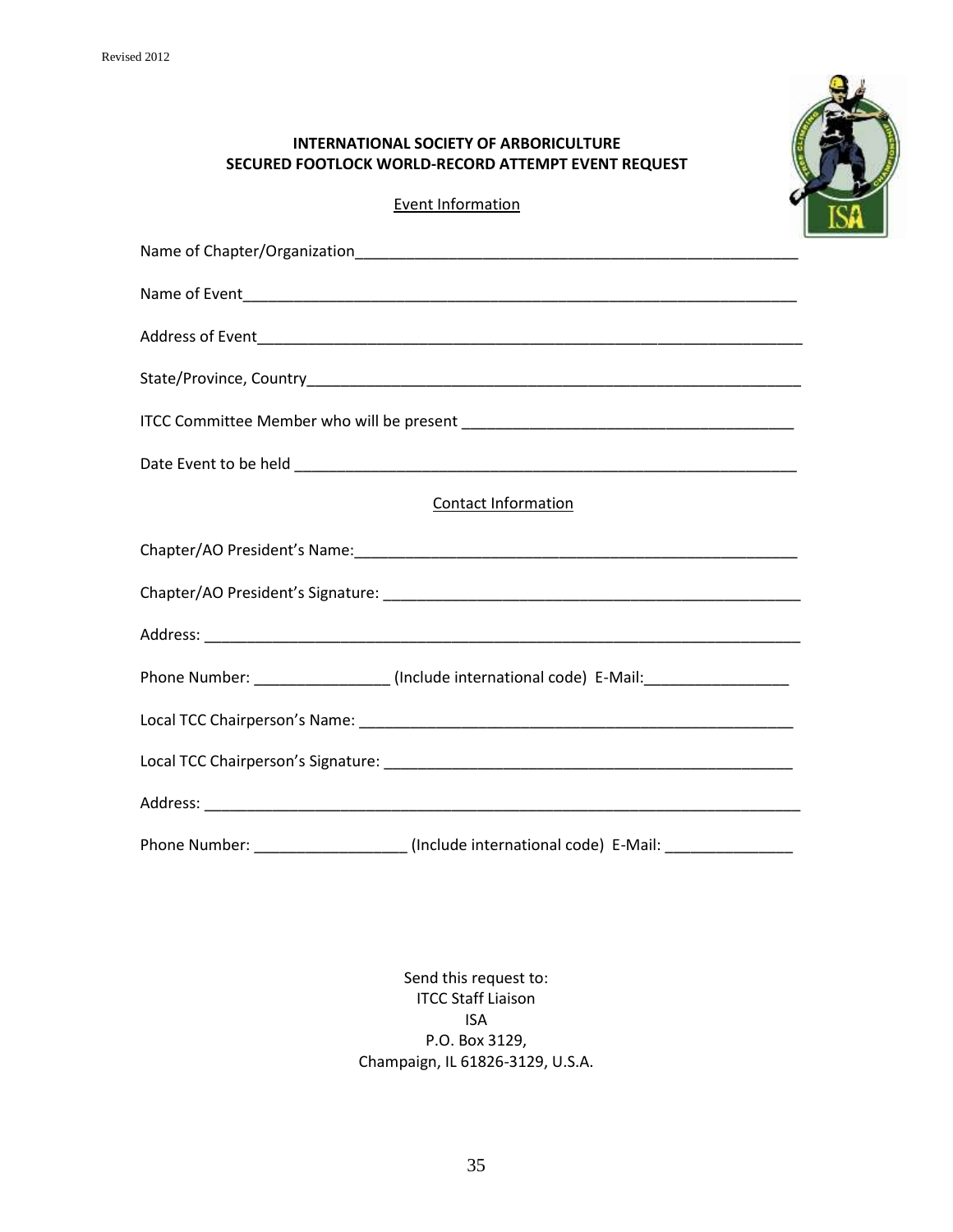Revised 2012

**INTERNATIONAL SOCIETY OF ARBORICULTURE**
**SECURED FOOTLOCK WORLD-RECORD ATTEMPT EVENT REQUEST**

Event Information

Name of Chapter/Organization_____________________________________________________

Name of Event_______________________________________________________________

Address of Event______________________________________________________________

State/Province, Country________________________________________________________

ITCC Committee Member who will be present _____________________________________

Date Event to be held _________________________________________________________

Contact Information

Chapter/AO President's Name:___________________________________________________

Chapter/AO President's Signature: _______________________________________________

Address: ____________________________________________________________________

Phone Number: ________________ (Include international code) E-Mail:_________________

Local TCC Chairperson's Name: __________________________________________________

Local TCC Chairperson's Signature: _______________________________________________

Address: ____________________________________________________________________

Phone Number: __________________ (Include international code) E-Mail: _______________

Send this request to:
ITCC Staff Liaison
ISA
P.O. Box 3129,
Champaign, IL 61826-3129, U.S.A.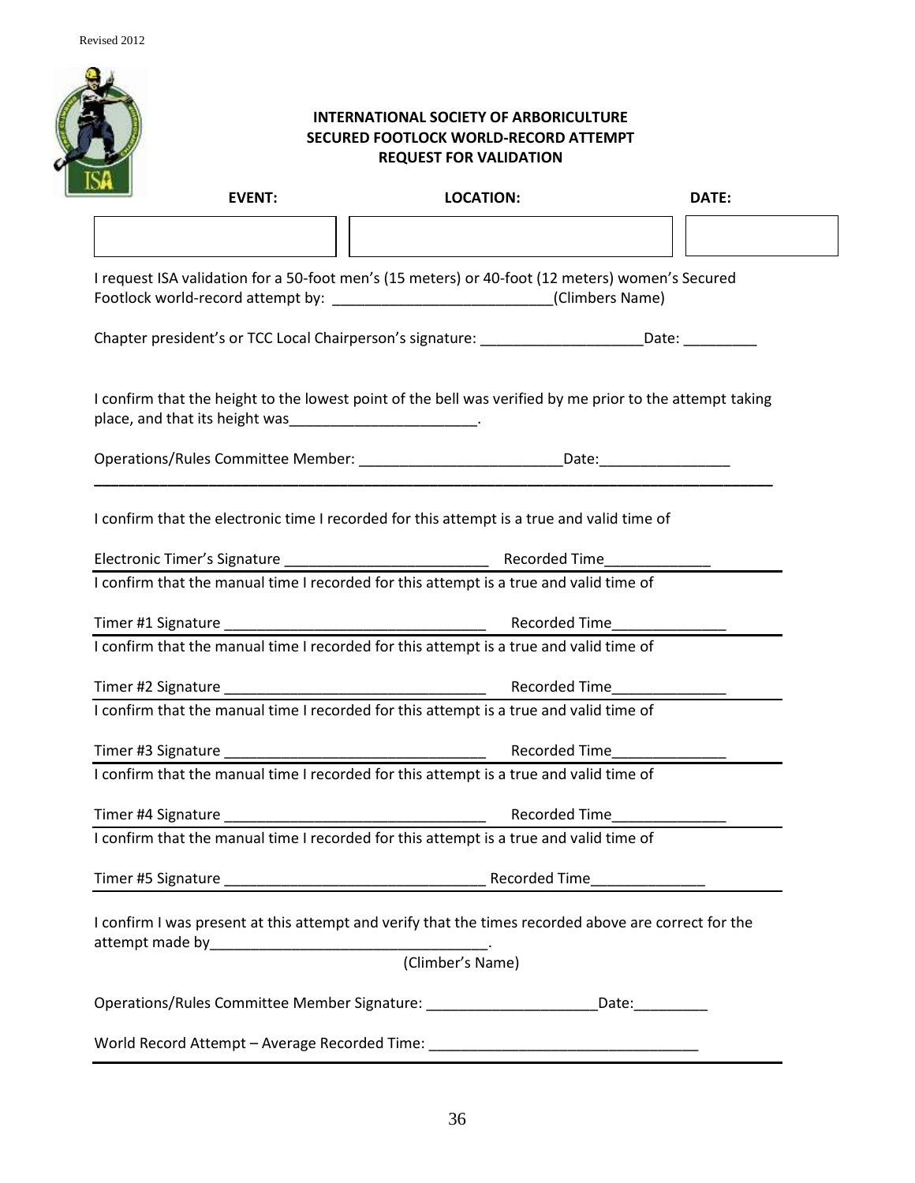Revised 2012

**INTERNATIONAL SOCIETY OF ARBORICULTURE**
**SECURED FOOTLOCK WORLD-RECORD ATTEMPT**
**REQUEST FOR VALIDATION**

| **EVENT:** | **LOCATION:** | **DATE:** |
| --- | --- | --- |
| | | |

I request ISA validation for a 50-foot men's (15 meters) or 40-foot (12 meters) women's Secured Footlock world-record attempt by: ___________________________(Climbers Name)

Chapter president's or TCC Local Chairperson's signature: ____________________Date: _________

I confirm that the height to the lowest point of the bell was verified by me prior to the attempt taking place, and that its height was_______________________.

Operations/Rules Committee Member: _________________________Date:________________

---

I confirm that the electronic time I recorded for this attempt is a true and valid time of

Electronic Timer's Signature _________________________ Recorded Time_____________

I confirm that the manual time I recorded for this attempt is a true and valid time of

Timer #1 Signature ________________________________ Recorded Time______________

I confirm that the manual time I recorded for this attempt is a true and valid time of

Timer #2 Signature ________________________________ Recorded Time______________

I confirm that the manual time I recorded for this attempt is a true and valid time of

Timer #3 Signature ________________________________ Recorded Time______________

I confirm that the manual time I recorded for this attempt is a true and valid time of

Timer #4 Signature ________________________________ Recorded Time______________

I confirm that the manual time I recorded for this attempt is a true and valid time of

Timer #5 Signature ________________________________ Recorded Time______________

I confirm I was present at this attempt and verify that the times recorded above are correct for the attempt made by__________________________________.
(Climber's Name)

Operations/Rules Committee Member Signature: _____________________Date:_________

World Record Attempt – Average Recorded Time: _________________________________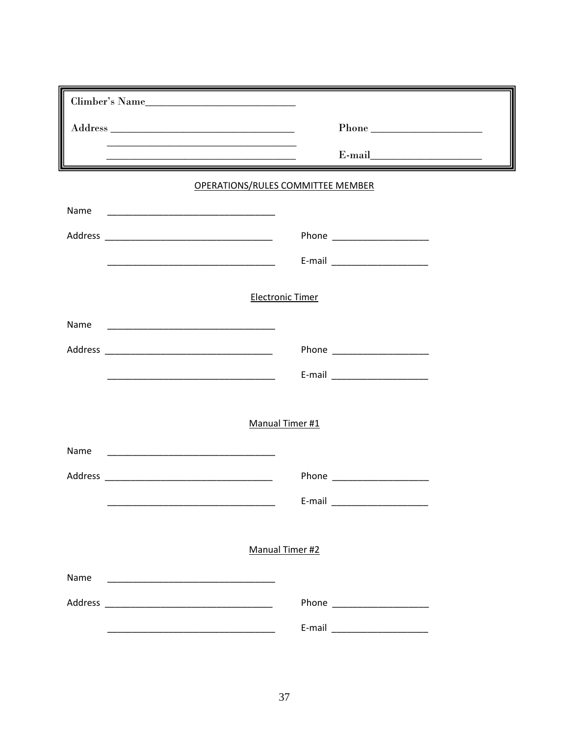Climber's Name___________________________

Address _________________________________ Phone ___________________

_________________________________

_________________________________ E-mail___________________

<u>OPERATIONS/RULES COMMITTEE MEMBER</u>

Name _________________________________

Address _________________________________ Phone ___________________

_________________________________ E-mail ___________________

<u>Electronic Timer</u>

Name _________________________________

Address _________________________________ Phone ___________________

_________________________________ E-mail ___________________

<u>Manual Timer #1</u>

Name _________________________________

Address _________________________________ Phone ___________________

_________________________________ E-mail ___________________

<u>Manual Timer #2</u>

Name _________________________________

Address _________________________________ Phone ___________________

_________________________________ E-mail ___________________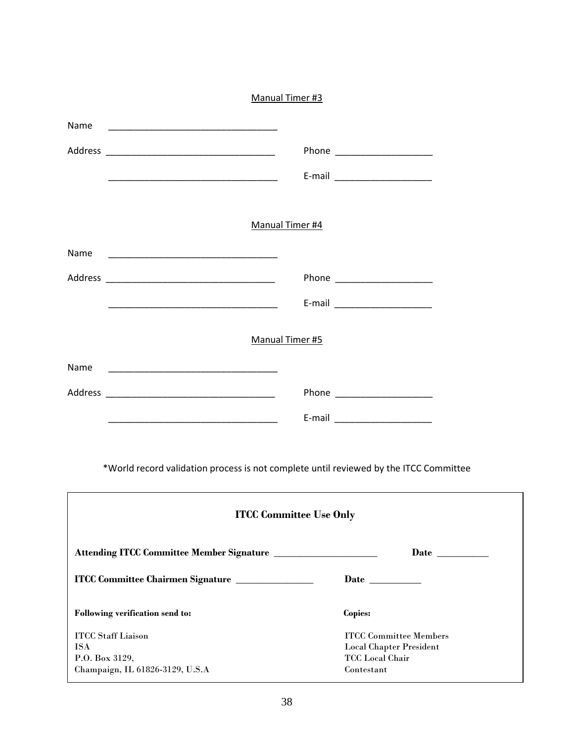Manual Timer #3

Name ________________________________

Address ________________________________ Phone ___________________

________________________________ E-mail ___________________

Manual Timer #4

Name ________________________________

Address ________________________________ Phone ___________________

________________________________ E-mail ___________________

Manual Timer #5

Name ________________________________

Address ________________________________ Phone ___________________

________________________________ E-mail ___________________

*World record validation process is not complete until reviewed by the ITCC Committee

**ITCC Committee Use Only**

**Attending ITCC Committee Member Signature** ____________________ **Date** __________

**ITCC Committee Chairmen Signature** _______________ **Date** __________

**Following verification send to:**

ITCC Staff Liaison
ISA
P.O. Box 3129,
Champaign, IL 61826-3129, U.S.A

**Copies:**

ITCC Committee Members
Local Chapter President
TCC Local Chair
Contestant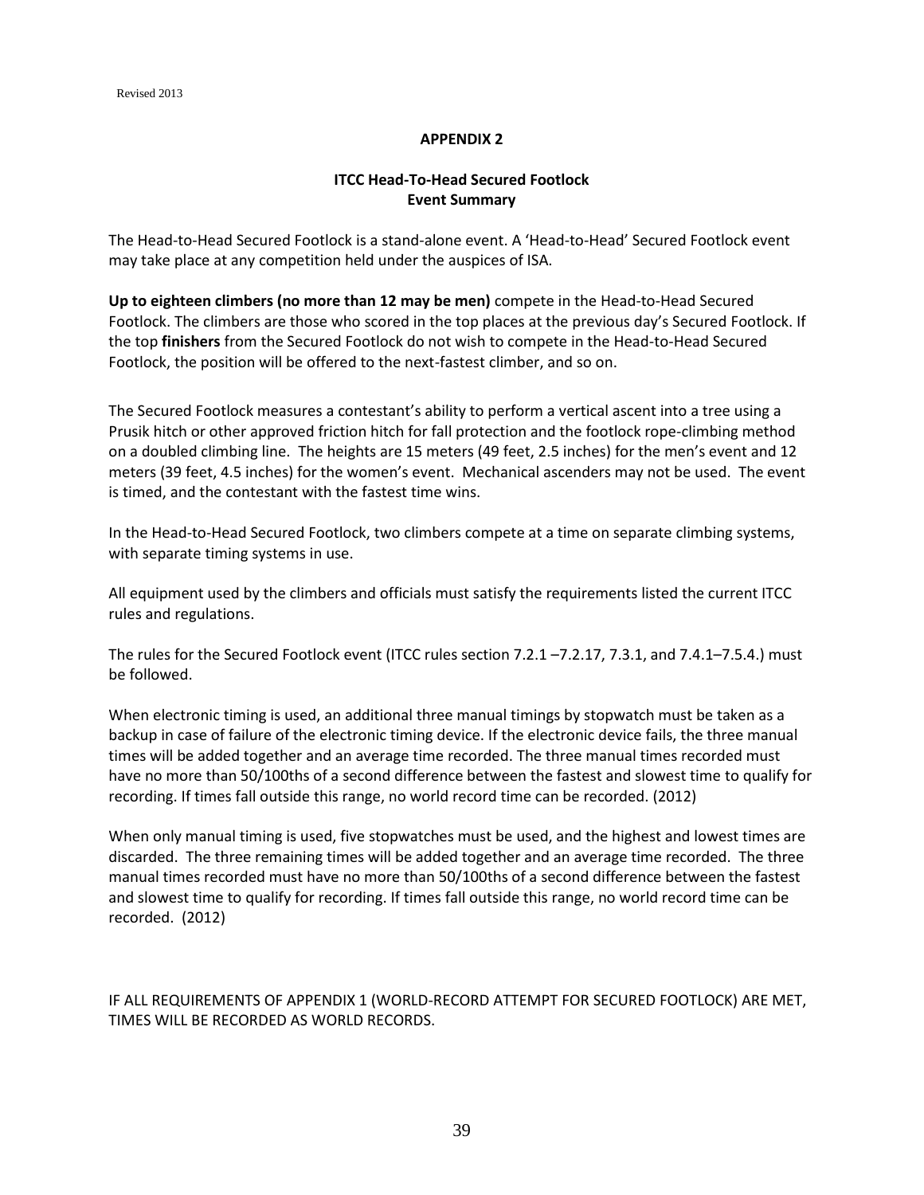Revised 2013

# APPENDIX 2

## ITCC Head-To-Head Secured Footlock
## Event Summary

The Head-to-Head Secured Footlock is a stand-alone event. A 'Head-to-Head' Secured Footlock event may take place at any competition held under the auspices of ISA.

**Up to eighteen climbers (no more than 12 may be men)** compete in the Head-to-Head Secured Footlock. The climbers are those who scored in the top places at the previous day's Secured Footlock. If the top **finishers** from the Secured Footlock do not wish to compete in the Head-to-Head Secured Footlock, the position will be offered to the next-fastest climber, and so on.

The Secured Footlock measures a contestant's ability to perform a vertical ascent into a tree using a Prusik hitch or other approved friction hitch for fall protection and the footlock rope-climbing method on a doubled climbing line. The heights are 15 meters (49 feet, 2.5 inches) for the men's event and 12 meters (39 feet, 4.5 inches) for the women's event. Mechanical ascenders may not be used. The event is timed, and the contestant with the fastest time wins.

In the Head-to-Head Secured Footlock, two climbers compete at a time on separate climbing systems, with separate timing systems in use.

All equipment used by the climbers and officials must satisfy the requirements listed the current ITCC rules and regulations.

The rules for the Secured Footlock event (ITCC rules section 7.2.1 –7.2.17, 7.3.1, and 7.4.1–7.5.4.) must be followed.

When electronic timing is used, an additional three manual timings by stopwatch must be taken as a backup in case of failure of the electronic timing device. If the electronic device fails, the three manual times will be added together and an average time recorded. The three manual times recorded must have no more than 50/100ths of a second difference between the fastest and slowest time to qualify for recording. If times fall outside this range, no world record time can be recorded. (2012)

When only manual timing is used, five stopwatches must be used, and the highest and lowest times are discarded. The three remaining times will be added together and an average time recorded. The three manual times recorded must have no more than 50/100ths of a second difference between the fastest and slowest time to qualify for recording. If times fall outside this range, no world record time can be recorded. (2012)

IF ALL REQUIREMENTS OF APPENDIX 1 (WORLD-RECORD ATTEMPT FOR SECURED FOOTLOCK) ARE MET, TIMES WILL BE RECORDED AS WORLD RECORDS.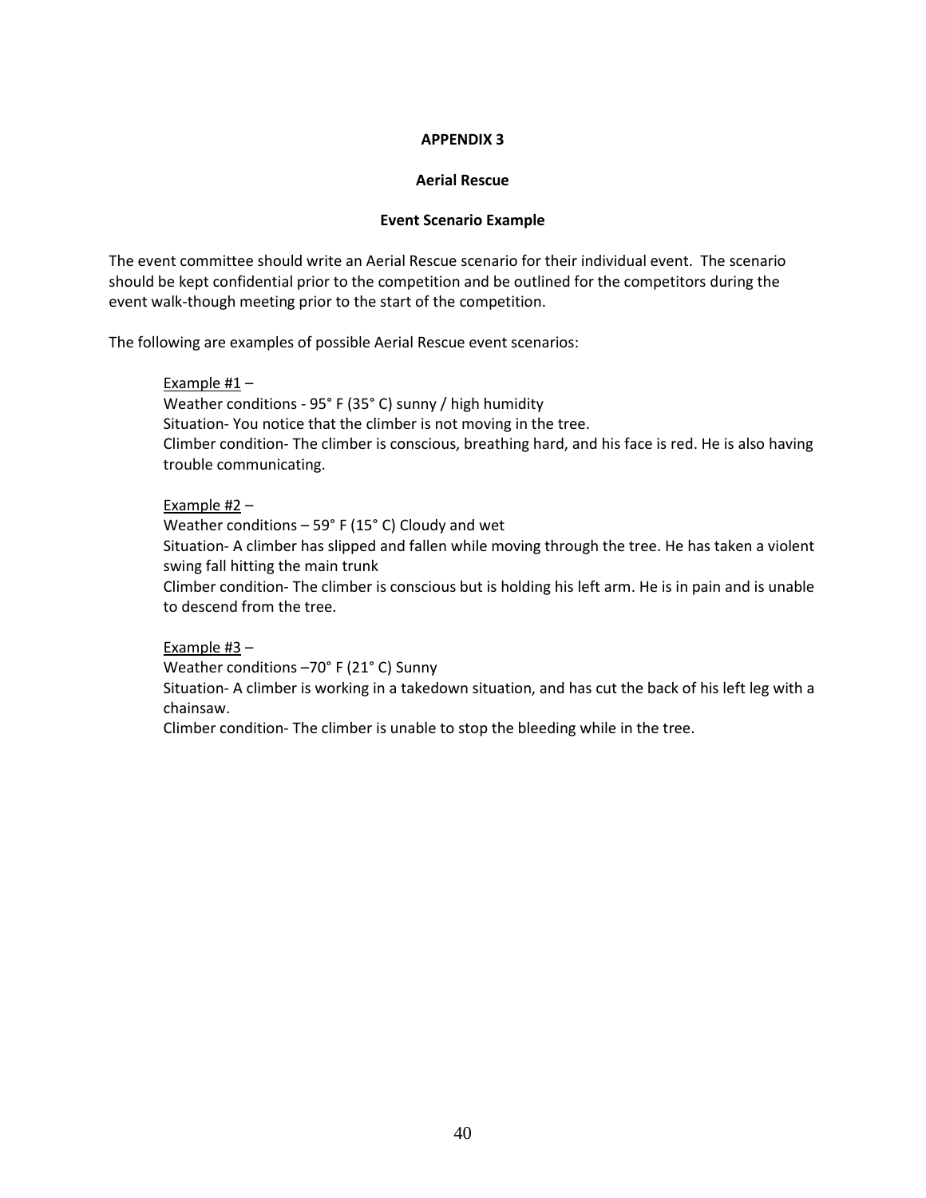## APPENDIX 3

### Aerial Rescue

### Event Scenario Example

The event committee should write an Aerial Rescue scenario for their individual event. The scenario should be kept confidential prior to the competition and be outlined for the competitors during the event walk-though meeting prior to the start of the competition.

The following are examples of possible Aerial Rescue event scenarios:

<u>Example #1</u> –
Weather conditions - 95° F (35° C) sunny / high humidity
Situation- You notice that the climber is not moving in the tree.
Climber condition- The climber is conscious, breathing hard, and his face is red. He is also having trouble communicating.

<u>Example #2</u> –
Weather conditions – 59° F (15° C) Cloudy and wet
Situation- A climber has slipped and fallen while moving through the tree. He has taken a violent swing fall hitting the main trunk
Climber condition- The climber is conscious but is holding his left arm. He is in pain and is unable to descend from the tree.

<u>Example #3</u> –
Weather conditions –70° F (21° C) Sunny
Situation- A climber is working in a takedown situation, and has cut the back of his left leg with a chainsaw.
Climber condition- The climber is unable to stop the bleeding while in the tree.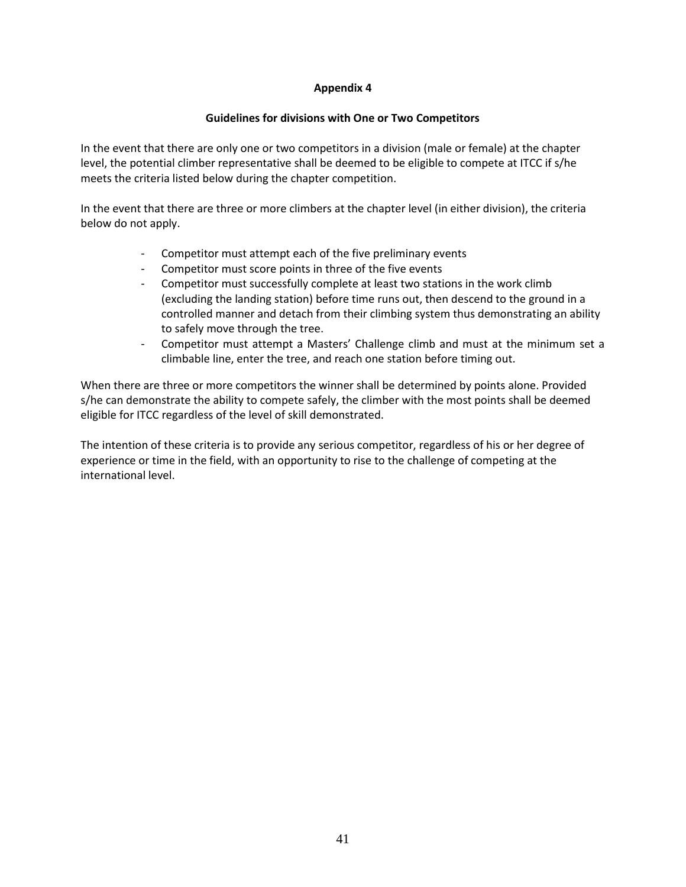# Appendix 4

## Guidelines for divisions with One or Two Competitors

In the event that there are only one or two competitors in a division (male or female) at the chapter level, the potential climber representative shall be deemed to be eligible to compete at ITCC if s/he meets the criteria listed below during the chapter competition.

In the event that there are three or more climbers at the chapter level (in either division), the criteria below do not apply.

- Competitor must attempt each of the five preliminary events
- Competitor must score points in three of the five events
- Competitor must successfully complete at least two stations in the work climb (excluding the landing station) before time runs out, then descend to the ground in a controlled manner and detach from their climbing system thus demonstrating an ability to safely move through the tree.
- Competitor must attempt a Masters' Challenge climb and must at the minimum set a climbable line, enter the tree, and reach one station before timing out.

When there are three or more competitors the winner shall be determined by points alone. Provided s/he can demonstrate the ability to compete safely, the climber with the most points shall be deemed eligible for ITCC regardless of the level of skill demonstrated.

The intention of these criteria is to provide any serious competitor, regardless of his or her degree of experience or time in the field, with an opportunity to rise to the challenge of competing at the international level.